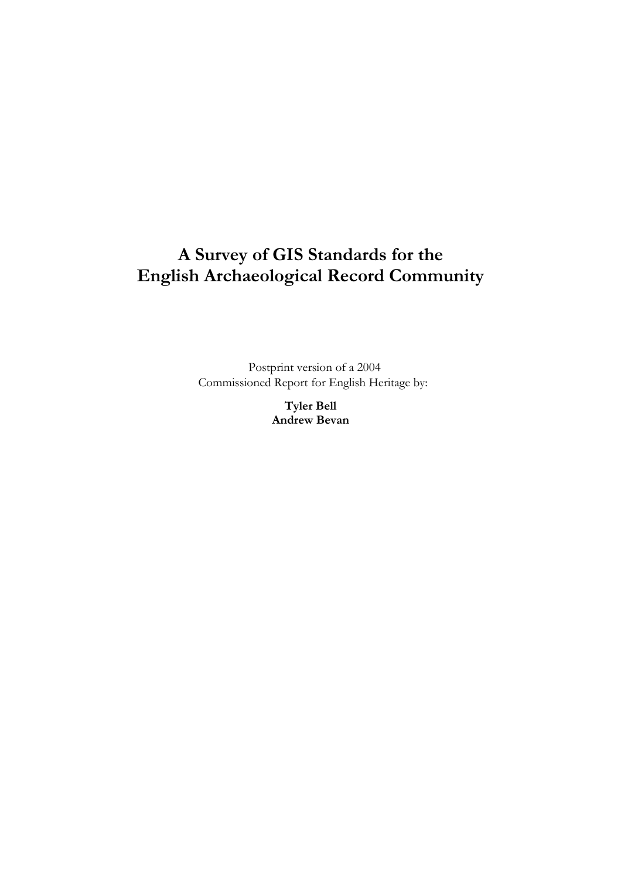# A Survey of GIS Standards for the English Archaeological Record Community

Postprint version of a 2004
Commissioned Report for English Heritage by:

**Tyler Bell**
**Andrew Bevan**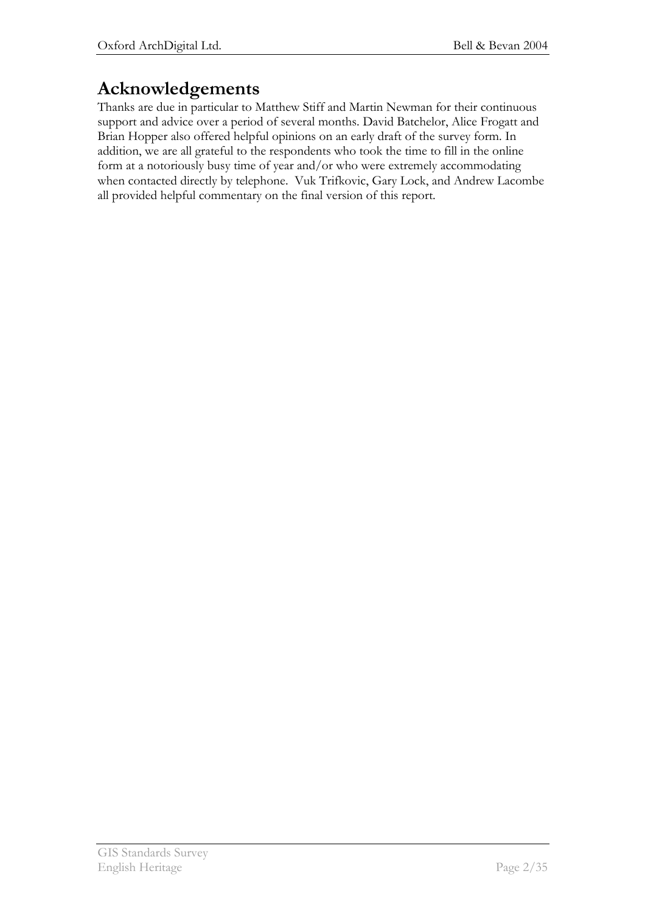## Acknowledgements

Thanks are due in particular to Matthew Stiff and Martin Newman for their continuous support and advice over a period of several months. David Batchelor, Alice Frogatt and Brian Hopper also offered helpful opinions on an early draft of the survey form. In addition, we are all grateful to the respondents who took the time to fill in the online form at a notoriously busy time of year and/or who were extremely accommodating when contacted directly by telephone. Vuk Trifkovic, Gary Lock, and Andrew Lacombe all provided helpful commentary on the final version of this report.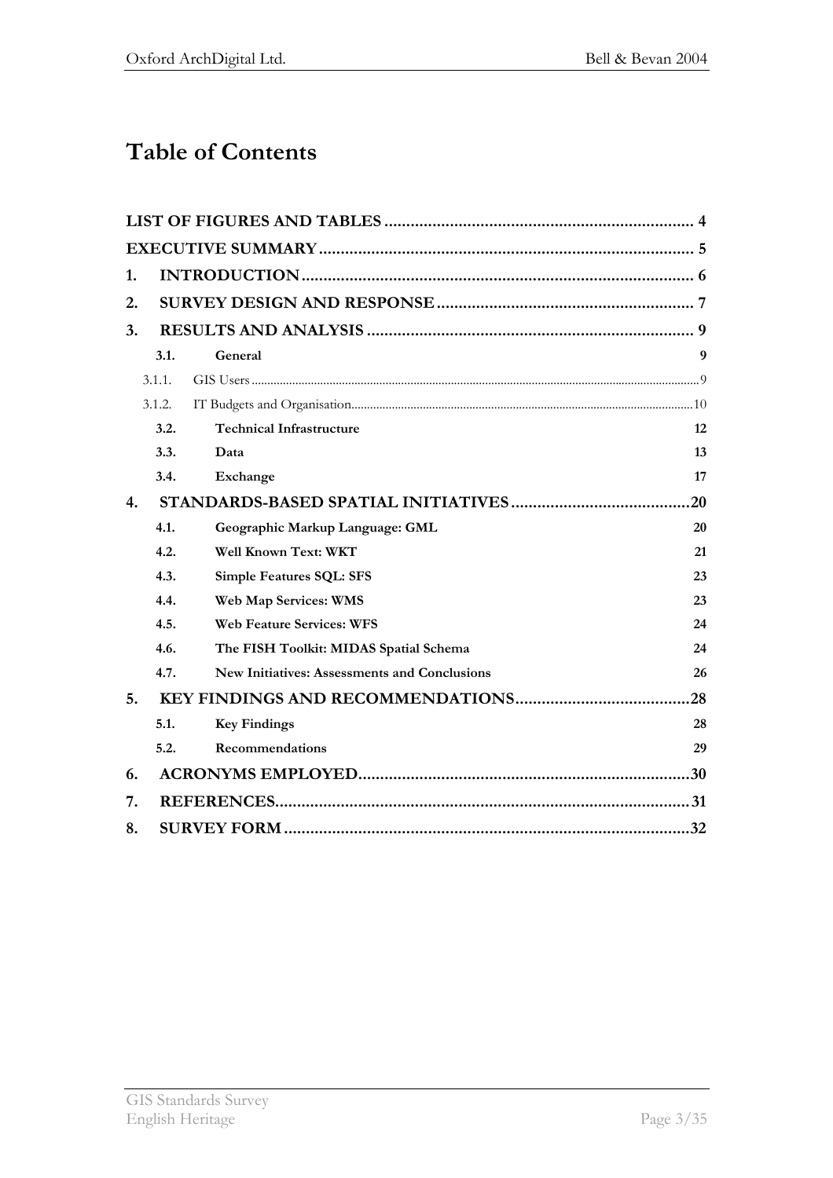# Table of Contents

| | | |
|---|---|---|
| **LIST OF FIGURES AND TABLES** | | **4** |
| **EXECUTIVE SUMMARY** | | **5** |
| **1.** | **INTRODUCTION** | **6** |
| **2.** | **SURVEY DESIGN AND RESPONSE** | **7** |
| **3.** | **RESULTS AND ANALYSIS** | **9** |
| **3.1.** | **General** | **9** |
| 3.1.1. | GIS Users | 9 |
| 3.1.2. | IT Budgets and Organisation | 10 |
| **3.2.** | **Technical Infrastructure** | **12** |
| **3.3.** | **Data** | **13** |
| **3.4.** | **Exchange** | **17** |
| **4.** | **STANDARDS-BASED SPATIAL INITIATIVES** | **20** |
| **4.1.** | **Geographic Markup Language: GML** | **20** |
| **4.2.** | **Well Known Text: WKT** | **21** |
| **4.3.** | **Simple Features SQL: SFS** | **23** |
| **4.4.** | **Web Map Services: WMS** | **23** |
| **4.5.** | **Web Feature Services: WFS** | **24** |
| **4.6.** | **The FISH Toolkit: MIDAS Spatial Schema** | **24** |
| **4.7.** | **New Initiatives: Assessments and Conclusions** | **26** |
| **5.** | **KEY FINDINGS AND RECOMMENDATIONS** | **28** |
| **5.1.** | **Key Findings** | **28** |
| **5.2.** | **Recommendations** | **29** |
| **6.** | **ACRONYMS EMPLOYED** | **30** |
| **7.** | **REFERENCES** | **31** |
| **8.** | **SURVEY FORM** | **32** |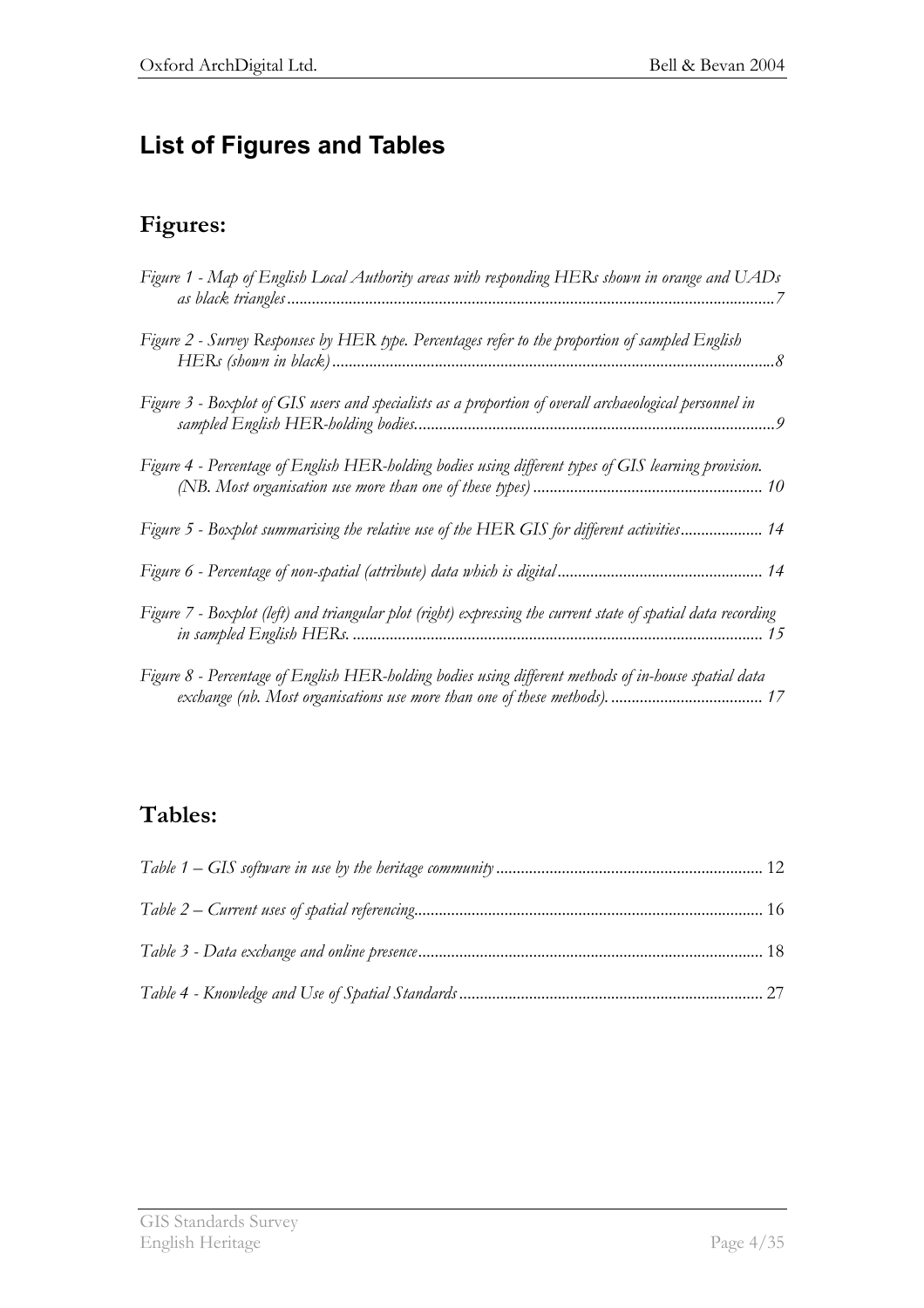# List of Figures and Tables

## Figures:

*Figure 1 - Map of English Local Authority areas with responding HERs shown in orange and UADs as black triangles* ......7

*Figure 2 - Survey Responses by HER type. Percentages refer to the proportion of sampled English HERs (shown in black)* ......8

*Figure 3 - Boxplot of GIS users and specialists as a proportion of overall archaeological personnel in sampled English HER-holding bodies.* ......9

*Figure 4 - Percentage of English HER-holding bodies using different types of GIS learning provision. (NB. Most organisation use more than one of these types)* ......10

*Figure 5 - Boxplot summarising the relative use of the HER GIS for different activities* ......14

*Figure 6 - Percentage of non-spatial (attribute) data which is digital* ......14

*Figure 7 - Boxplot (left) and triangular plot (right) expressing the current state of spatial data recording in sampled English HERs.* ......15

*Figure 8 - Percentage of English HER-holding bodies using different methods of in-house spatial data exchange (nb. Most organisations use more than one of these methods).* ......17

## Tables:

*Table 1 – GIS software in use by the heritage community* ......12

*Table 2 – Current uses of spatial referencing* ......16

*Table 3 - Data exchange and online presence* ......18

*Table 4 - Knowledge and Use of Spatial Standards* ......27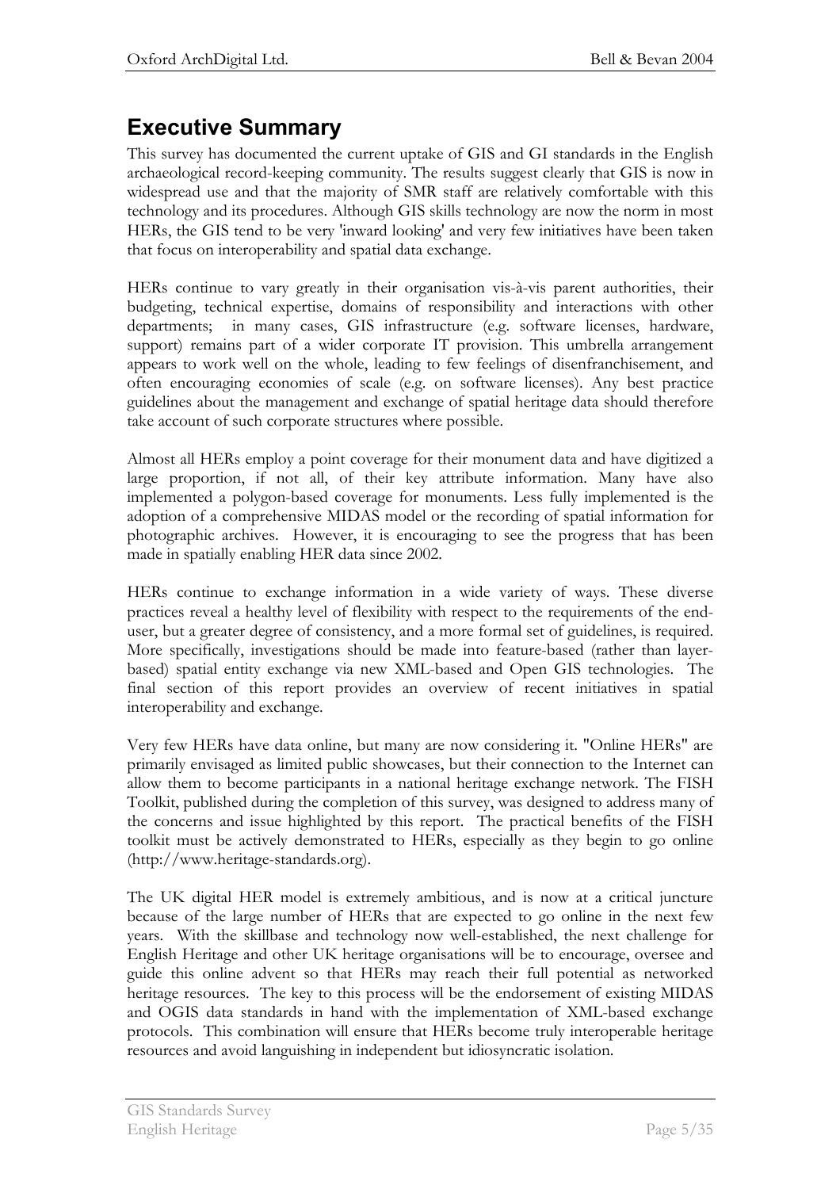## Executive Summary

This survey has documented the current uptake of GIS and GI standards in the English archaeological record-keeping community. The results suggest clearly that GIS is now in widespread use and that the majority of SMR staff are relatively comfortable with this technology and its procedures. Although GIS skills technology are now the norm in most HERs, the GIS tend to be very 'inward looking' and very few initiatives have been taken that focus on interoperability and spatial data exchange.

HERs continue to vary greatly in their organisation vis-à-vis parent authorities, their budgeting, technical expertise, domains of responsibility and interactions with other departments; in many cases, GIS infrastructure (e.g. software licenses, hardware, support) remains part of a wider corporate IT provision. This umbrella arrangement appears to work well on the whole, leading to few feelings of disenfranchisement, and often encouraging economies of scale (e.g. on software licenses). Any best practice guidelines about the management and exchange of spatial heritage data should therefore take account of such corporate structures where possible.

Almost all HERs employ a point coverage for their monument data and have digitized a large proportion, if not all, of their key attribute information. Many have also implemented a polygon-based coverage for monuments. Less fully implemented is the adoption of a comprehensive MIDAS model or the recording of spatial information for photographic archives. However, it is encouraging to see the progress that has been made in spatially enabling HER data since 2002.

HERs continue to exchange information in a wide variety of ways. These diverse practices reveal a healthy level of flexibility with respect to the requirements of the end-user, but a greater degree of consistency, and a more formal set of guidelines, is required. More specifically, investigations should be made into feature-based (rather than layer-based) spatial entity exchange via new XML-based and Open GIS technologies. The final section of this report provides an overview of recent initiatives in spatial interoperability and exchange.

Very few HERs have data online, but many are now considering it. "Online HERs" are primarily envisaged as limited public showcases, but their connection to the Internet can allow them to become participants in a national heritage exchange network. The FISH Toolkit, published during the completion of this survey, was designed to address many of the concerns and issue highlighted by this report. The practical benefits of the FISH toolkit must be actively demonstrated to HERs, especially as they begin to go online (http://www.heritage-standards.org).

The UK digital HER model is extremely ambitious, and is now at a critical juncture because of the large number of HERs that are expected to go online in the next few years. With the skillbase and technology now well-established, the next challenge for English Heritage and other UK heritage organisations will be to encourage, oversee and guide this online advent so that HERs may reach their full potential as networked heritage resources. The key to this process will be the endorsement of existing MIDAS and OGIS data standards in hand with the implementation of XML-based exchange protocols. This combination will ensure that HERs become truly interoperable heritage resources and avoid languishing in independent but idiosyncratic isolation.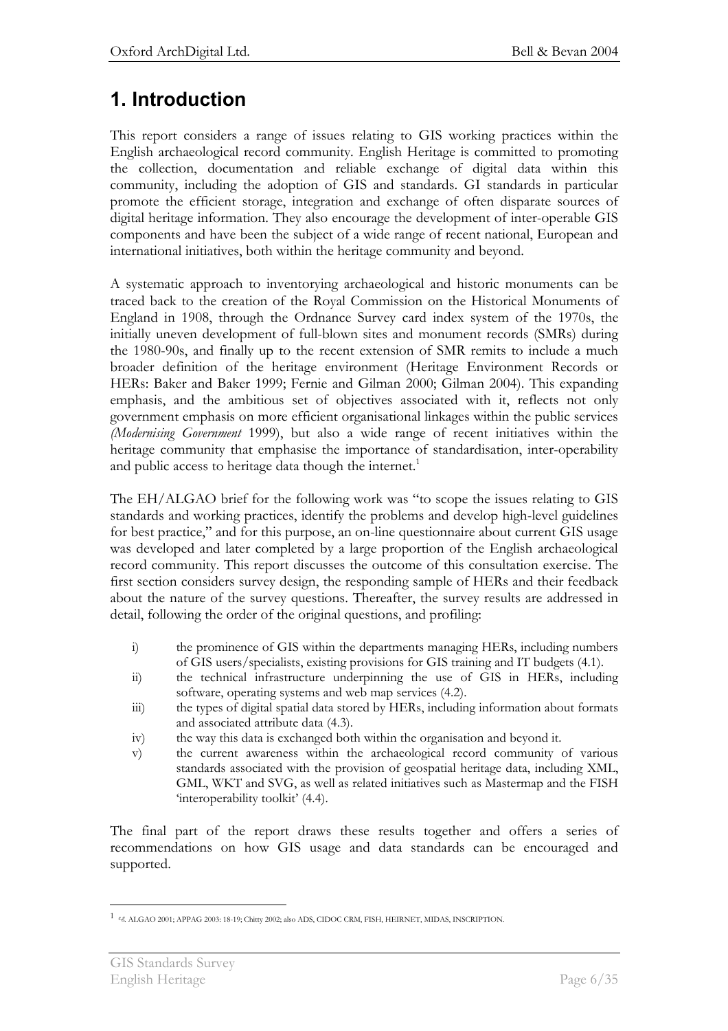# 1. Introduction

This report considers a range of issues relating to GIS working practices within the English archaeological record community. English Heritage is committed to promoting the collection, documentation and reliable exchange of digital data within this community, including the adoption of GIS and standards. GI standards in particular promote the efficient storage, integration and exchange of often disparate sources of digital heritage information. They also encourage the development of inter-operable GIS components and have been the subject of a wide range of recent national, European and international initiatives, both within the heritage community and beyond.

A systematic approach to inventorying archaeological and historic monuments can be traced back to the creation of the Royal Commission on the Historical Monuments of England in 1908, through the Ordnance Survey card index system of the 1970s, the initially uneven development of full-blown sites and monument records (SMRs) during the 1980-90s, and finally up to the recent extension of SMR remits to include a much broader definition of the heritage environment (Heritage Environment Records or HERs: Baker and Baker 1999; Fernie and Gilman 2000; Gilman 2004). This expanding emphasis, and the ambitious set of objectives associated with it, reflects not only government emphasis on more efficient organisational linkages within the public services (*Modernising Government* 1999), but also a wide range of recent initiatives within the heritage community that emphasise the importance of standardisation, inter-operability and public access to heritage data though the internet.[1]

The EH/ALGAO brief for the following work was "to scope the issues relating to GIS standards and working practices, identify the problems and develop high-level guidelines for best practice," and for this purpose, an on-line questionnaire about current GIS usage was developed and later completed by a large proportion of the English archaeological record community. This report discusses the outcome of this consultation exercise. The first section considers survey design, the responding sample of HERs and their feedback about the nature of the survey questions. Thereafter, the survey results are addressed in detail, following the order of the original questions, and profiling:

i) the prominence of GIS within the departments managing HERs, including numbers of GIS users/specialists, existing provisions for GIS training and IT budgets (4.1).
ii) the technical infrastructure underpinning the use of GIS in HERs, including software, operating systems and web map services (4.2).
iii) the types of digital spatial data stored by HERs, including information about formats and associated attribute data (4.3).
iv) the way this data is exchanged both within the organisation and beyond it.
v) the current awareness within the archaeological record community of various standards associated with the provision of geospatial heritage data, including XML, GML, WKT and SVG, as well as related initiatives such as Mastermap and the FISH 'interoperability toolkit' (4.4).

The final part of the report draws these results together and offers a series of recommendations on how GIS usage and data standards can be encouraged and supported.

---

[1] *e.g.* ALGAO 2001; APPAG 2003: 18-19; Chitty 2002; also ADS, CIDOC CRM, FISH, HEIRNET, MIDAS, INSCRIPTION.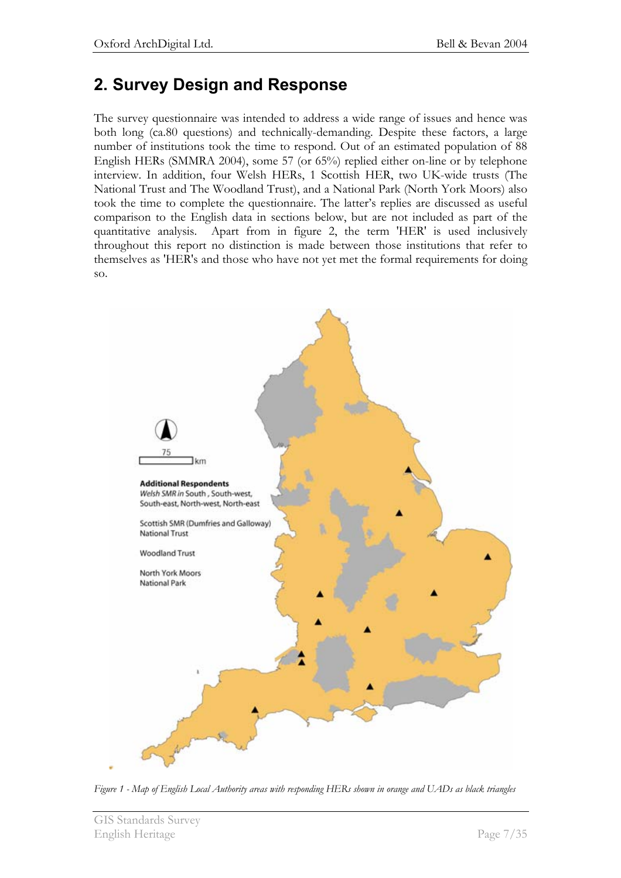## 2. Survey Design and Response

The survey questionnaire was intended to address a wide range of issues and hence was both long (ca.80 questions) and technically-demanding. Despite these factors, a large number of institutions took the time to respond. Out of an estimated population of 88 English HERs (SMMRA 2004), some 57 (or 65%) replied either on-line or by telephone interview. In addition, four Welsh HERs, 1 Scottish HER, two UK-wide trusts (The National Trust and The Woodland Trust), and a National Park (North York Moors) also took the time to complete the questionnaire. The latter's replies are discussed as useful comparison to the English data in sections below, but are not included as part of the quantitative analysis. Apart from in figure 2, the term 'HER' is used inclusively throughout this report no distinction is made between those institutions that refer to themselves as 'HER's and those who have not yet met the formal requirements for doing so.

*Figure 1 - Map of English Local Authority areas with responding HERs shown in orange and UADs as black triangles*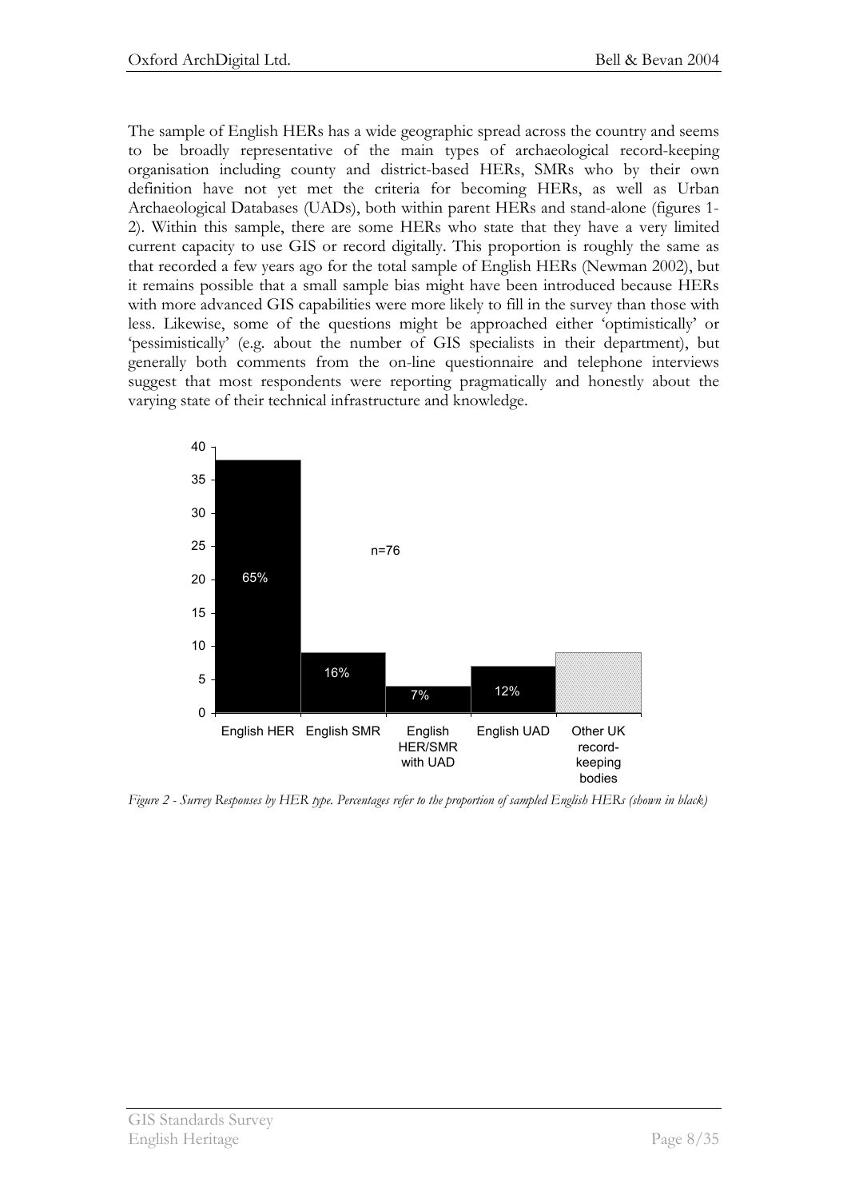The sample of English HERs has a wide geographic spread across the country and seems to be broadly representative of the main types of archaeological record-keeping organisation including county and district-based HERs, SMRs who by their own definition have not yet met the criteria for becoming HERs, as well as Urban Archaeological Databases (UADs), both within parent HERs and stand-alone (figures 1-2). Within this sample, there are some HERs who state that they have a very limited current capacity to use GIS or record digitally. This proportion is roughly the same as that recorded a few years ago for the total sample of English HERs (Newman 2002), but it remains possible that a small sample bias might have been introduced because HERs with more advanced GIS capabilities were more likely to fill in the survey than those with less. Likewise, some of the questions might be approached either 'optimistically' or 'pessimistically' (e.g. about the number of GIS specialists in their department), but generally both comments from the on-line questionnaire and telephone interviews suggest that most respondents were reporting pragmatically and honestly about the varying state of their technical infrastructure and knowledge.

*Figure 2 - Survey Responses by HER type. Percentages refer to the proportion of sampled English HERs (shown in black)*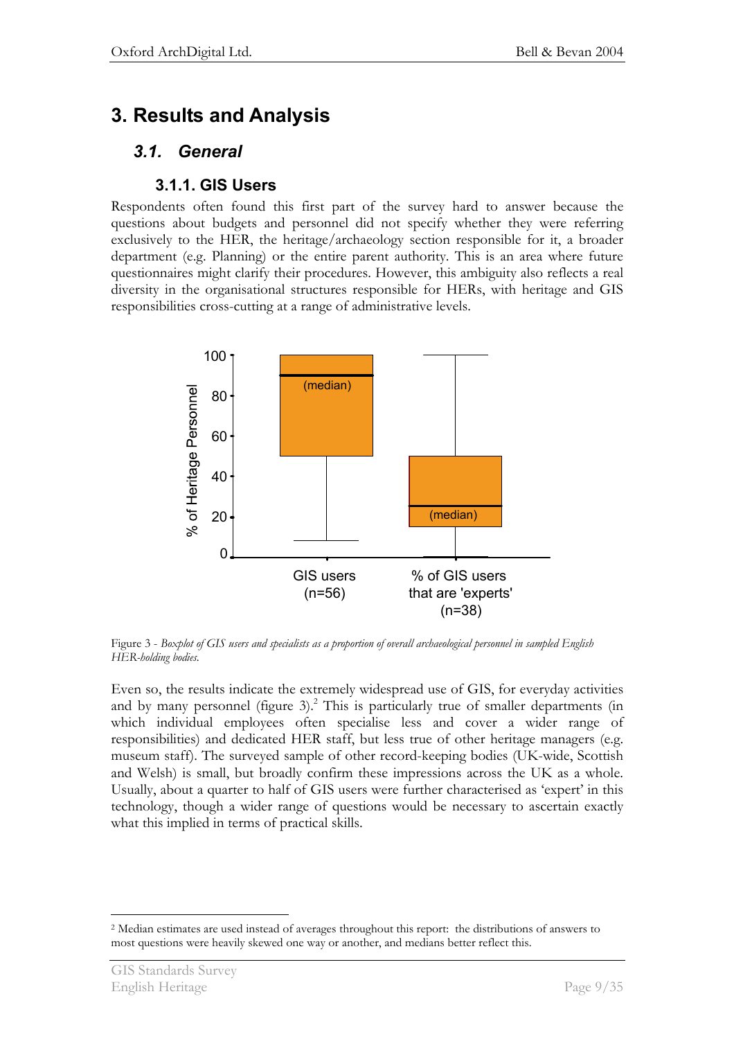# 3. Results and Analysis

## 3.1. General

### 3.1.1. GIS Users

Respondents often found this first part of the survey hard to answer because the questions about budgets and personnel did not specify whether they were referring exclusively to the HER, the heritage/archaeology section responsible for it, a broader department (e.g. Planning) or the entire parent authority. This is an area where future questionnaires might clarify their procedures. However, this ambiguity also reflects a real diversity in the organisational structures responsible for HERs, with heritage and GIS responsibilities cross-cutting at a range of administrative levels.

Figure 3 - *Boxplot of GIS users and specialists as a proportion of overall archaeological personnel in sampled English HER-holding bodies.*

Even so, the results indicate the extremely widespread use of GIS, for everyday activities and by many personnel (figure 3).[2] This is particularly true of smaller departments (in which individual employees often specialise less and cover a wider range of responsibilities) and dedicated HER staff, but less true of other heritage managers (e.g. museum staff). The surveyed sample of other record-keeping bodies (UK-wide, Scottish and Welsh) is small, but broadly confirm these impressions across the UK as a whole. Usually, about a quarter to half of GIS users were further characterised as 'expert' in this technology, though a wider range of questions would be necessary to ascertain exactly what this implied in terms of practical skills.

[2] Median estimates are used instead of averages throughout this report: the distributions of answers to most questions were heavily skewed one way or another, and medians better reflect this.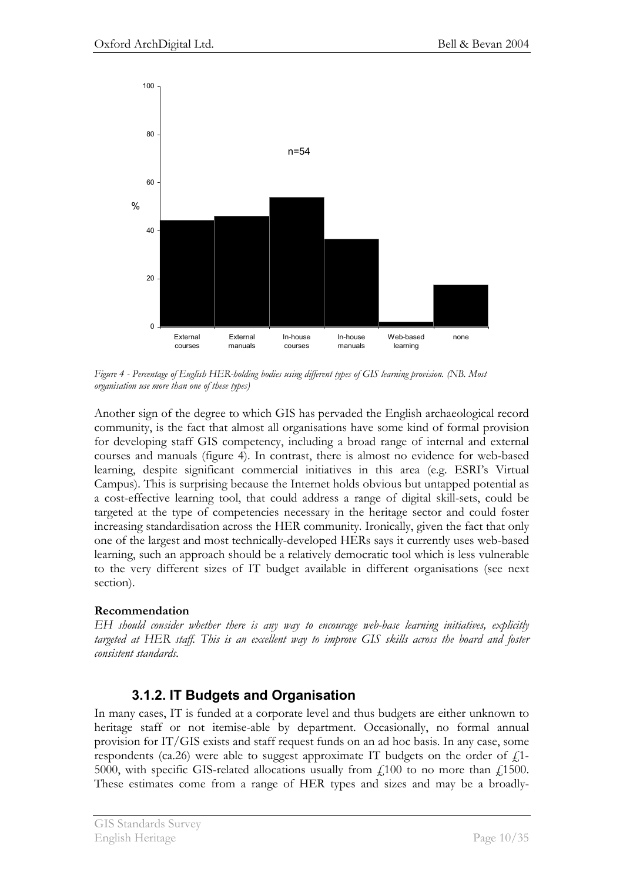*Figure 4 - Percentage of English HER-holding bodies using different types of GIS learning provision. (NB. Most organisation use more than one of these types)*

Another sign of the degree to which GIS has pervaded the English archaeological record community, is the fact that almost all organisations have some kind of formal provision for developing staff GIS competency, including a broad range of internal and external courses and manuals (figure 4). In contrast, there is almost no evidence for web-based learning, despite significant commercial initiatives in this area (e.g. ESRI's Virtual Campus). This is surprising because the Internet holds obvious but untapped potential as a cost-effective learning tool, that could address a range of digital skill-sets, could be targeted at the type of competencies necessary in the heritage sector and could foster increasing standardisation across the HER community. Ironically, given the fact that only one of the largest and most technically-developed HERs says it currently uses web-based learning, such an approach should be a relatively democratic tool which is less vulnerable to the very different sizes of IT budget available in different organisations (see next section).

**Recommendation**

*EH should consider whether there is any way to encourage web-base learning initiatives, explicitly targeted at HER staff. This is an excellent way to improve GIS skills across the board and foster consistent standards.*

### 3.1.2. IT Budgets and Organisation

In many cases, IT is funded at a corporate level and thus budgets are either unknown to heritage staff or not itemise-able by department. Occasionally, no formal annual provision for IT/GIS exists and staff request funds on an ad hoc basis. In any case, some respondents (ca.26) were able to suggest approximate IT budgets on the order of £1-5000, with specific GIS-related allocations usually from £100 to no more than £1500. These estimates come from a range of HER types and sizes and may be a broadly-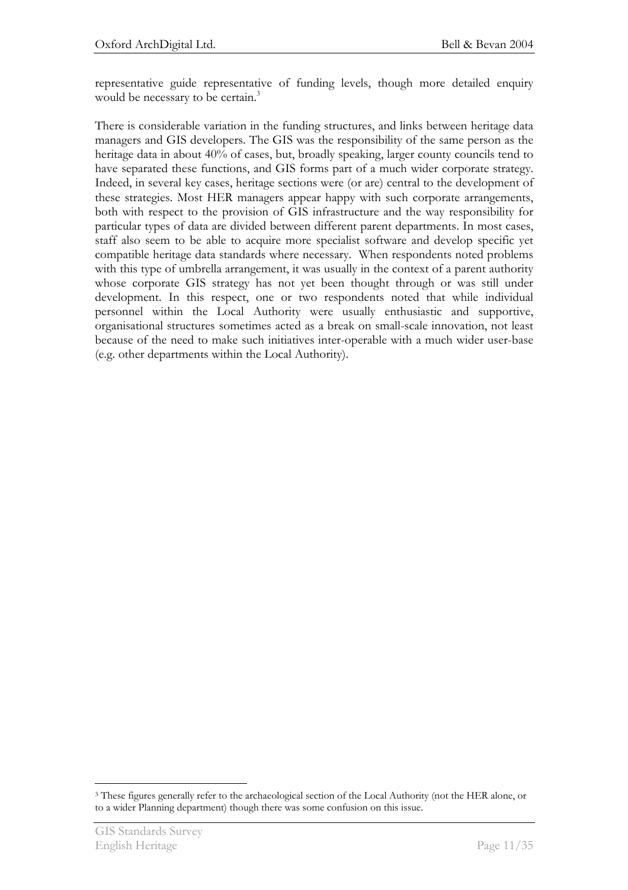representative guide representative of funding levels, though more detailed enquiry would be necessary to be certain.[3]

There is considerable variation in the funding structures, and links between heritage data managers and GIS developers. The GIS was the responsibility of the same person as the heritage data in about 40% of cases, but, broadly speaking, larger county councils tend to have separated these functions, and GIS forms part of a much wider corporate strategy. Indeed, in several key cases, heritage sections were (or are) central to the development of these strategies. Most HER managers appear happy with such corporate arrangements, both with respect to the provision of GIS infrastructure and the way responsibility for particular types of data are divided between different parent departments. In most cases, staff also seem to be able to acquire more specialist software and develop specific yet compatible heritage data standards where necessary. When respondents noted problems with this type of umbrella arrangement, it was usually in the context of a parent authority whose corporate GIS strategy has not yet been thought through or was still under development. In this respect, one or two respondents noted that while individual personnel within the Local Authority were usually enthusiastic and supportive, organisational structures sometimes acted as a break on small-scale innovation, not least because of the need to make such initiatives inter-operable with a much wider user-base (e.g. other departments within the Local Authority).

---

[3] These figures generally refer to the archaeological section of the Local Authority (not the HER alone, or to a wider Planning department) though there was some confusion on this issue.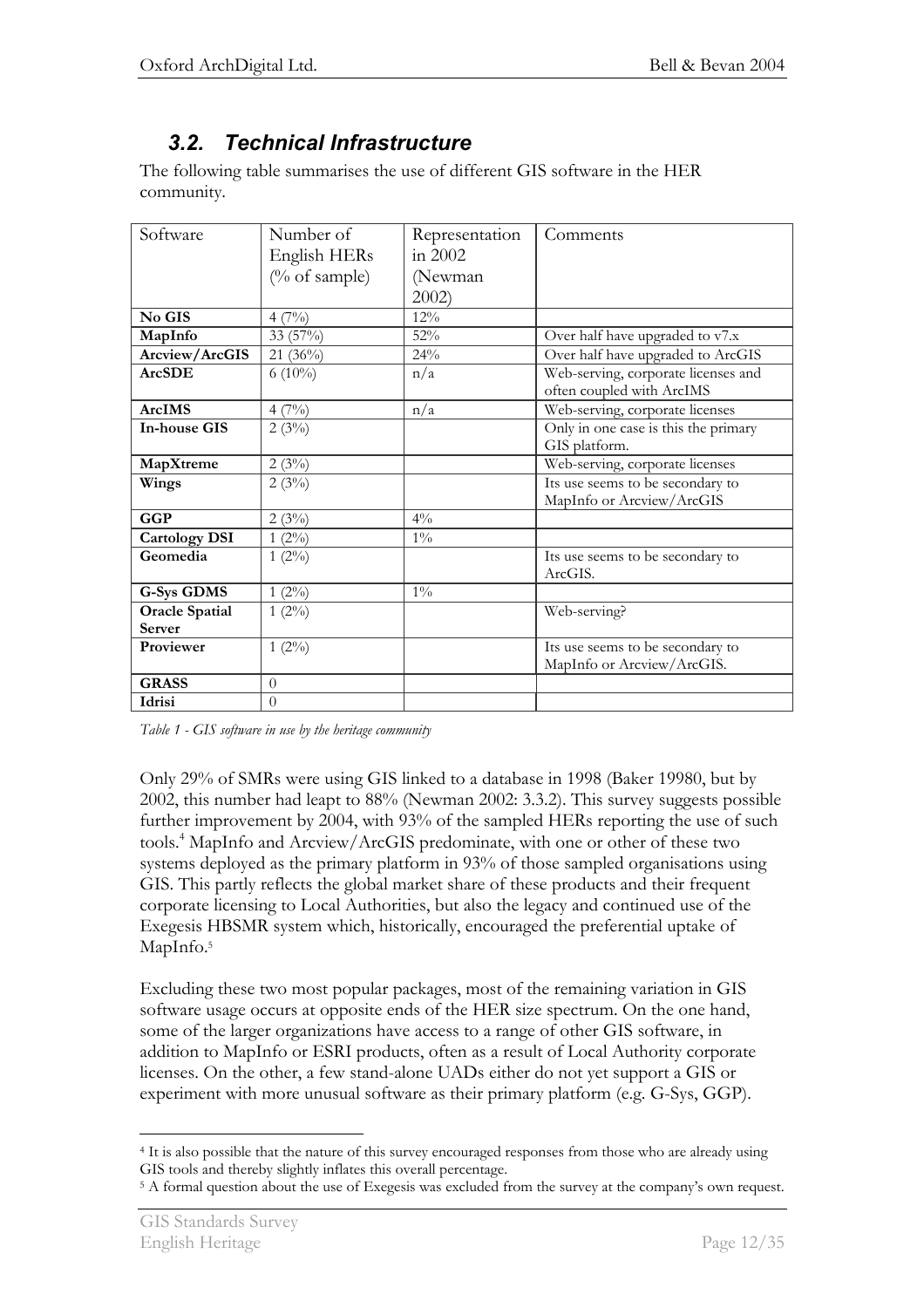## 3.2. Technical Infrastructure

The following table summarises the use of different GIS software in the HER community.

| Software | Number of English HERs (% of sample) | Representation in 2002 (Newman 2002) | Comments |
|---|---|---|---|
| **No GIS** | 4 (7%) | 12% | |
| **MapInfo** | 33 (57%) | 52% | Over half have upgraded to v7.x |
| **Arcview/ArcGIS** | 21 (36%) | 24% | Over half have upgraded to ArcGIS |
| **ArcSDE** | 6 (10%) | n/a | Web-serving, corporate licenses and often coupled with ArcIMS |
| **ArcIMS** | 4 (7%) | n/a | Web-serving, corporate licenses |
| **In-house GIS** | 2 (3%) | | Only in one case is this the primary GIS platform. |
| **MapXtreme** | 2 (3%) | | Web-serving, corporate licenses |
| **Wings** | 2 (3%) | | Its use seems to be secondary to MapInfo or Arcview/ArcGIS |
| **GGP** | 2 (3%) | 4% | |
| **Cartology DSI** | 1 (2%) | 1% | |
| **Geomedia** | 1 (2%) | | Its use seems to be secondary to ArcGIS. |
| **G-Sys GDMS** | 1 (2%) | 1% | |
| **Oracle Spatial Server** | 1 (2%) | | Web-serving? |
| **Proviewer** | 1 (2%) | | Its use seems to be secondary to MapInfo or Arcview/ArcGIS. |
| **GRASS** | 0 | | |
| **Idrisi** | 0 | | |

*Table 1 - GIS software in use by the heritage community*

Only 29% of SMRs were using GIS linked to a database in 1998 (Baker 19980, but by 2002, this number had leapt to 88% (Newman 2002: 3.3.2). This survey suggests possible further improvement by 2004, with 93% of the sampled HERs reporting the use of such tools.[4] MapInfo and Arcview/ArcGIS predominate, with one or other of these two systems deployed as the primary platform in 93% of those sampled organisations using GIS. This partly reflects the global market share of these products and their frequent corporate licensing to Local Authorities, but also the legacy and continued use of the Exegesis HBSMR system which, historically, encouraged the preferential uptake of MapInfo.[5]

Excluding these two most popular packages, most of the remaining variation in GIS software usage occurs at opposite ends of the HER size spectrum. On the one hand, some of the larger organizations have access to a range of other GIS software, in addition to MapInfo or ESRI products, often as a result of Local Authority corporate licenses. On the other, a few stand-alone UADs either do not yet support a GIS or experiment with more unusual software as their primary platform (e.g. G-Sys, GGP).

[4] It is also possible that the nature of this survey encouraged responses from those who are already using GIS tools and thereby slightly inflates this overall percentage.

[5] A formal question about the use of Exegesis was excluded from the survey at the company's own request.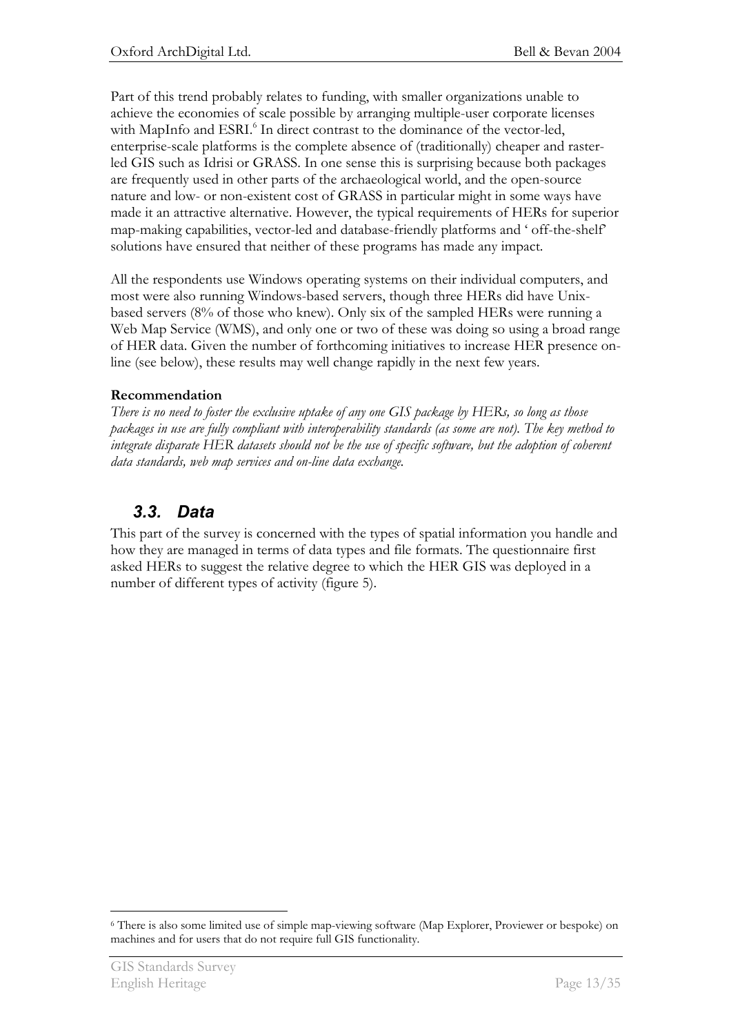Part of this trend probably relates to funding, with smaller organizations unable to achieve the economies of scale possible by arranging multiple-user corporate licenses with MapInfo and ESRI.[6] In direct contrast to the dominance of the vector-led, enterprise-scale platforms is the complete absence of (traditionally) cheaper and raster-led GIS such as Idrisi or GRASS. In one sense this is surprising because both packages are frequently used in other parts of the archaeological world, and the open-source nature and low- or non-existent cost of GRASS in particular might in some ways have made it an attractive alternative. However, the typical requirements of HERs for superior map-making capabilities, vector-led and database-friendly platforms and ' off-the-shelf' solutions have ensured that neither of these programs has made any impact.

All the respondents use Windows operating systems on their individual computers, and most were also running Windows-based servers, though three HERs did have Unix-based servers (8% of those who knew). Only six of the sampled HERs were running a Web Map Service (WMS), and only one or two of these was doing so using a broad range of HER data. Given the number of forthcoming initiatives to increase HER presence on-line (see below), these results may well change rapidly in the next few years.

**Recommendation**

*There is no need to foster the exclusive uptake of any one GIS package by HERs, so long as those packages in use are fully compliant with interoperability standards (as some are not). The key method to integrate disparate HER datasets should not be the use of specific software, but the adoption of coherent data standards, web map services and on-line data exchange.*

## 3.3. Data

This part of the survey is concerned with the types of spatial information you handle and how they are managed in terms of data types and file formats. The questionnaire first asked HERs to suggest the relative degree to which the HER GIS was deployed in a number of different types of activity (figure 5).

[6] There is also some limited use of simple map-viewing software (Map Explorer, Proviewer or bespoke) on machines and for users that do not require full GIS functionality.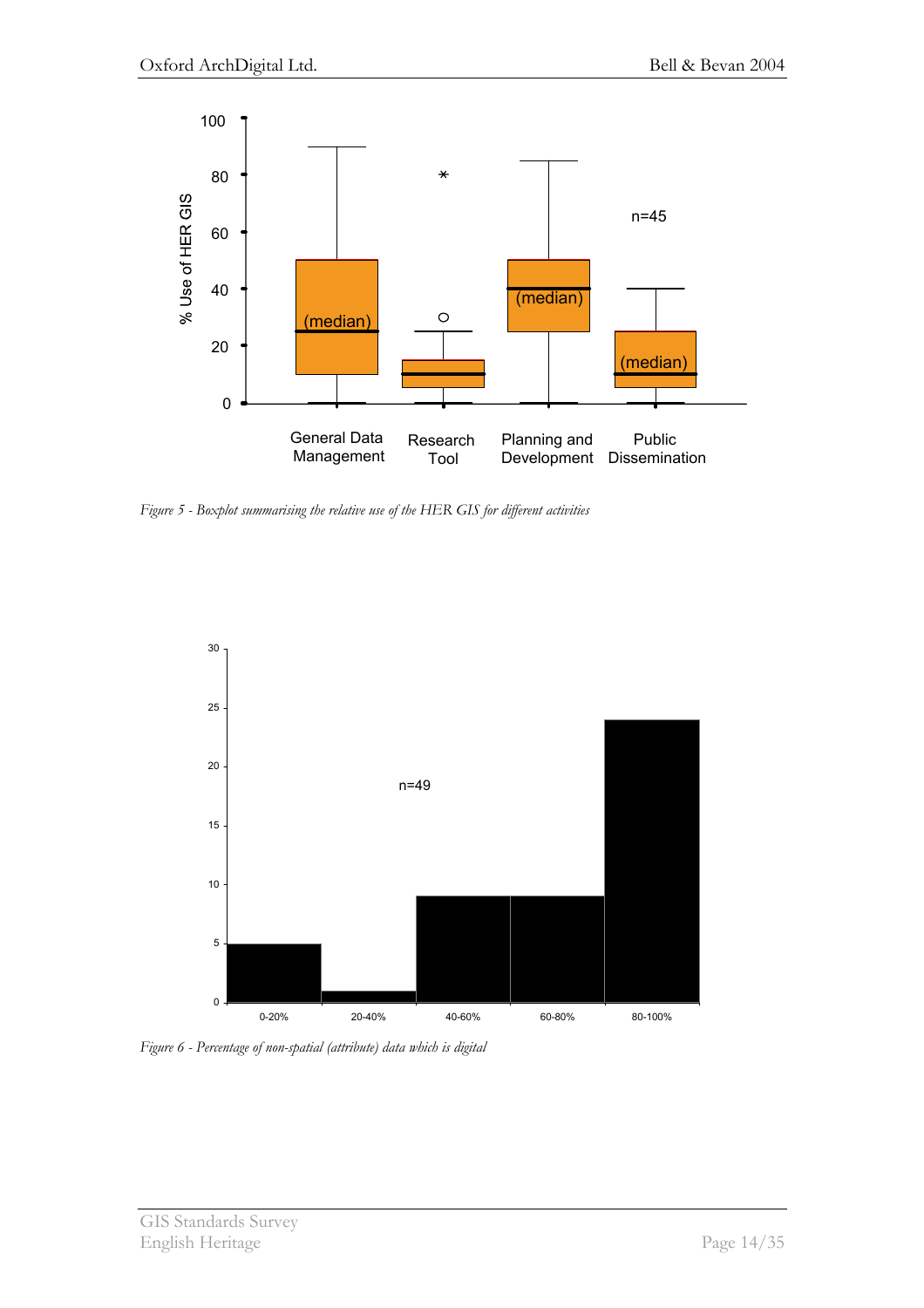*Figure 5 - Boxplot summarising the relative use of the HER GIS for different activities*

*Figure 6 - Percentage of non-spatial (attribute) data which is digital*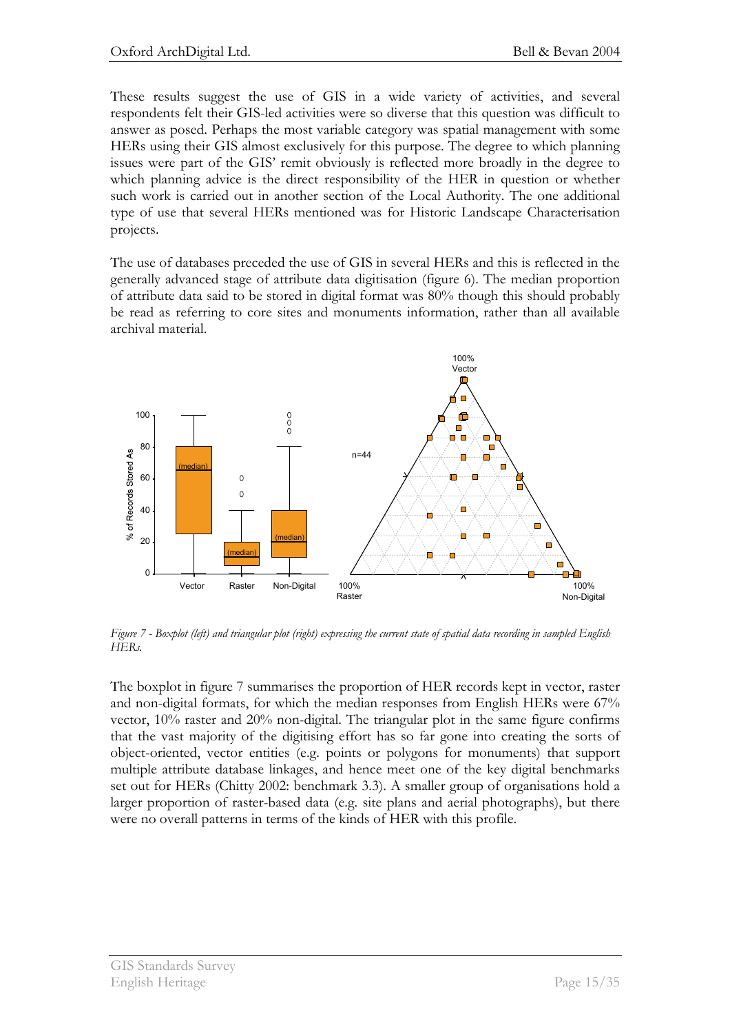These results suggest the use of GIS in a wide variety of activities, and several respondents felt their GIS-led activities were so diverse that this question was difficult to answer as posed. Perhaps the most variable category was spatial management with some HERs using their GIS almost exclusively for this purpose. The degree to which planning issues were part of the GIS' remit obviously is reflected more broadly in the degree to which planning advice is the direct responsibility of the HER in question or whether such work is carried out in another section of the Local Authority. The one additional type of use that several HERs mentioned was for Historic Landscape Characterisation projects.

The use of databases preceded the use of GIS in several HERs and this is reflected in the generally advanced stage of attribute data digitisation (figure 6). The median proportion of attribute data said to be stored in digital format was 80% though this should probably be read as referring to core sites and monuments information, rather than all available archival material.

*Figure 7 - Boxplot (left) and triangular plot (right) expressing the current state of spatial data recording in sampled English HERs.*

The boxplot in figure 7 summarises the proportion of HER records kept in vector, raster and non-digital formats, for which the median responses from English HERs were 67% vector, 10% raster and 20% non-digital. The triangular plot in the same figure confirms that the vast majority of the digitising effort has so far gone into creating the sorts of object-oriented, vector entities (e.g. points or polygons for monuments) that support multiple attribute database linkages, and hence meet one of the key digital benchmarks set out for HERs (Chitty 2002: benchmark 3.3). A smaller group of organisations hold a larger proportion of raster-based data (e.g. site plans and aerial photographs), but there were no overall patterns in terms of the kinds of HER with this profile.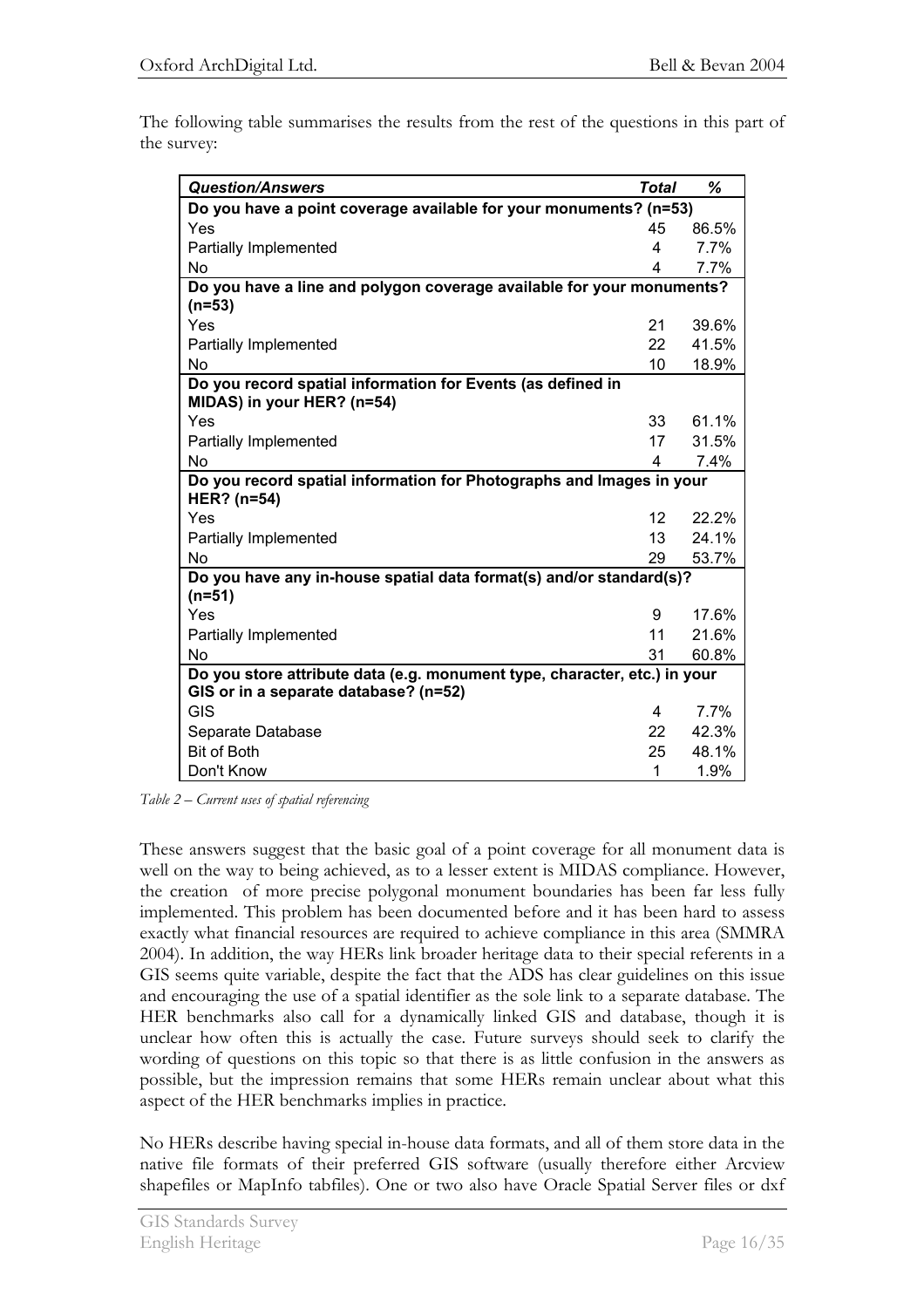The following table summarises the results from the rest of the questions in this part of the survey:

| *Question/Answers* | *Total* | *%* |
|---|---|---|
| **Do you have a point coverage available for your monuments? (n=53)** | | |
| Yes | 45 | 86.5% |
| Partially Implemented | 4 | 7.7% |
| No | 4 | 7.7% |
| **Do you have a line and polygon coverage available for your monuments? (n=53)** | | |
| Yes | 21 | 39.6% |
| Partially Implemented | 22 | 41.5% |
| No | 10 | 18.9% |
| **Do you record spatial information for Events (as defined in MIDAS) in your HER? (n=54)** | | |
| Yes | 33 | 61.1% |
| Partially Implemented | 17 | 31.5% |
| No | 4 | 7.4% |
| **Do you record spatial information for Photographs and Images in your HER? (n=54)** | | |
| Yes | 12 | 22.2% |
| Partially Implemented | 13 | 24.1% |
| No | 29 | 53.7% |
| **Do you have any in-house spatial data format(s) and/or standard(s)? (n=51)** | | |
| Yes | 9 | 17.6% |
| Partially Implemented | 11 | 21.6% |
| No | 31 | 60.8% |
| **Do you store attribute data (e.g. monument type, character, etc.) in your GIS or in a separate database? (n=52)** | | |
| GIS | 4 | 7.7% |
| Separate Database | 22 | 42.3% |
| Bit of Both | 25 | 48.1% |
| Don't Know | 1 | 1.9% |

*Table 2 – Current uses of spatial referencing*

These answers suggest that the basic goal of a point coverage for all monument data is well on the way to being achieved, as to a lesser extent is MIDAS compliance. However, the creation of more precise polygonal monument boundaries has been far less fully implemented. This problem has been documented before and it has been hard to assess exactly what financial resources are required to achieve compliance in this area (SMMRA 2004). In addition, the way HERs link broader heritage data to their special referents in a GIS seems quite variable, despite the fact that the ADS has clear guidelines on this issue and encouraging the use of a spatial identifier as the sole link to a separate database. The HER benchmarks also call for a dynamically linked GIS and database, though it is unclear how often this is actually the case. Future surveys should seek to clarify the wording of questions on this topic so that there is as little confusion in the answers as possible, but the impression remains that some HERs remain unclear about what this aspect of the HER benchmarks implies in practice.

No HERs describe having special in-house data formats, and all of them store data in the native file formats of their preferred GIS software (usually therefore either Arcview shapefiles or MapInfo tabfiles). One or two also have Oracle Spatial Server files or dxf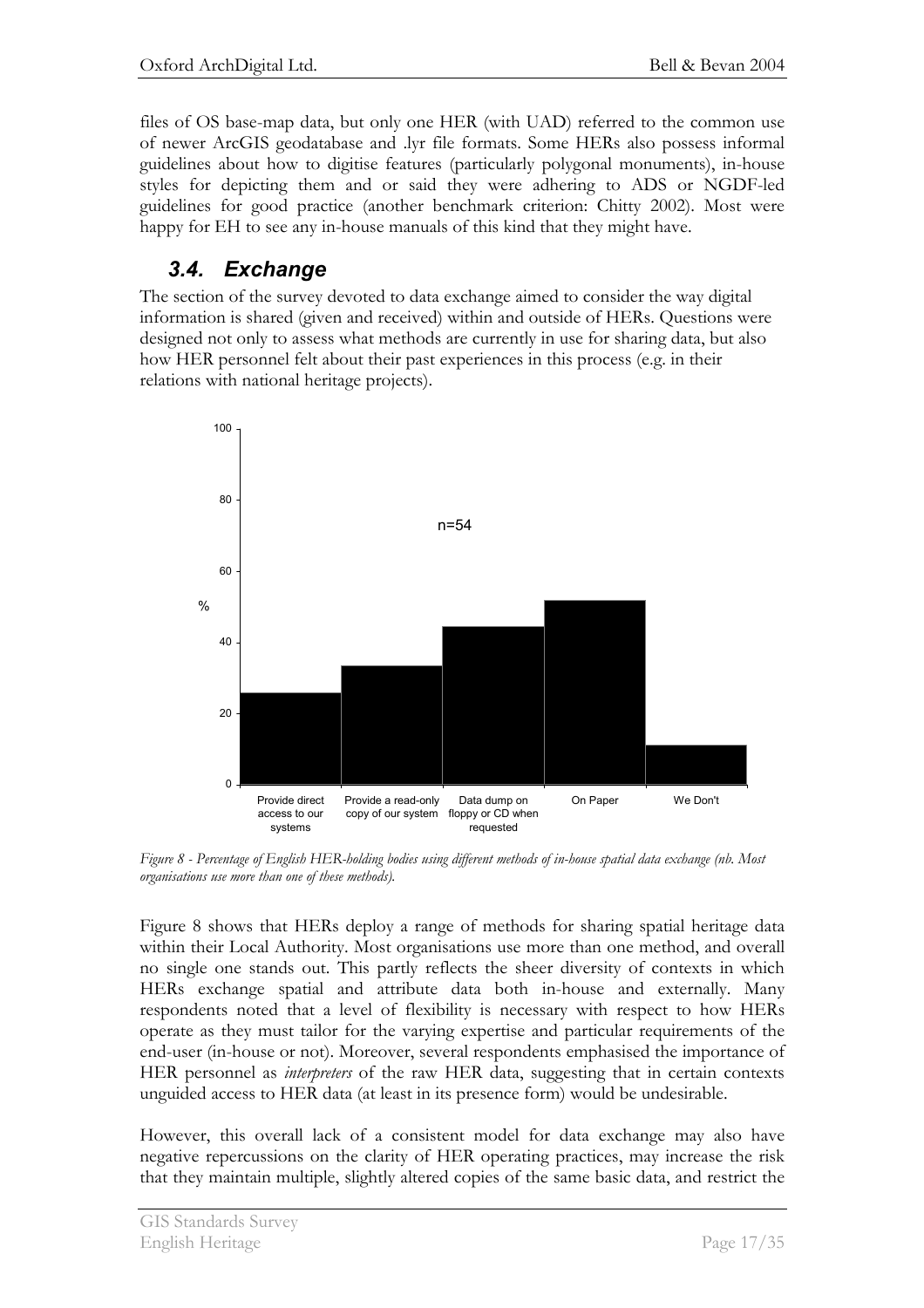files of OS base-map data, but only one HER (with UAD) referred to the common use of newer ArcGIS geodatabase and .lyr file formats. Some HERs also possess informal guidelines about how to digitise features (particularly polygonal monuments), in-house styles for depicting them and or said they were adhering to ADS or NGDF-led guidelines for good practice (another benchmark criterion: Chitty 2002). Most were happy for EH to see any in-house manuals of this kind that they might have.

## 3.4. Exchange

The section of the survey devoted to data exchange aimed to consider the way digital information is shared (given and received) within and outside of HERs. Questions were designed not only to assess what methods are currently in use for sharing data, but also how HER personnel felt about their past experiences in this process (e.g. in their relations with national heritage projects).

*Figure 8 - Percentage of English HER-holding bodies using different methods of in-house spatial data exchange (nb. Most organisations use more than one of these methods).*

Figure 8 shows that HERs deploy a range of methods for sharing spatial heritage data within their Local Authority. Most organisations use more than one method, and overall no single one stands out. This partly reflects the sheer diversity of contexts in which HERs exchange spatial and attribute data both in-house and externally. Many respondents noted that a level of flexibility is necessary with respect to how HERs operate as they must tailor for the varying expertise and particular requirements of the end-user (in-house or not). Moreover, several respondents emphasised the importance of HER personnel as *interpreters* of the raw HER data, suggesting that in certain contexts unguided access to HER data (at least in its presence form) would be undesirable.

However, this overall lack of a consistent model for data exchange may also have negative repercussions on the clarity of HER operating practices, may increase the risk that they maintain multiple, slightly altered copies of the same basic data, and restrict the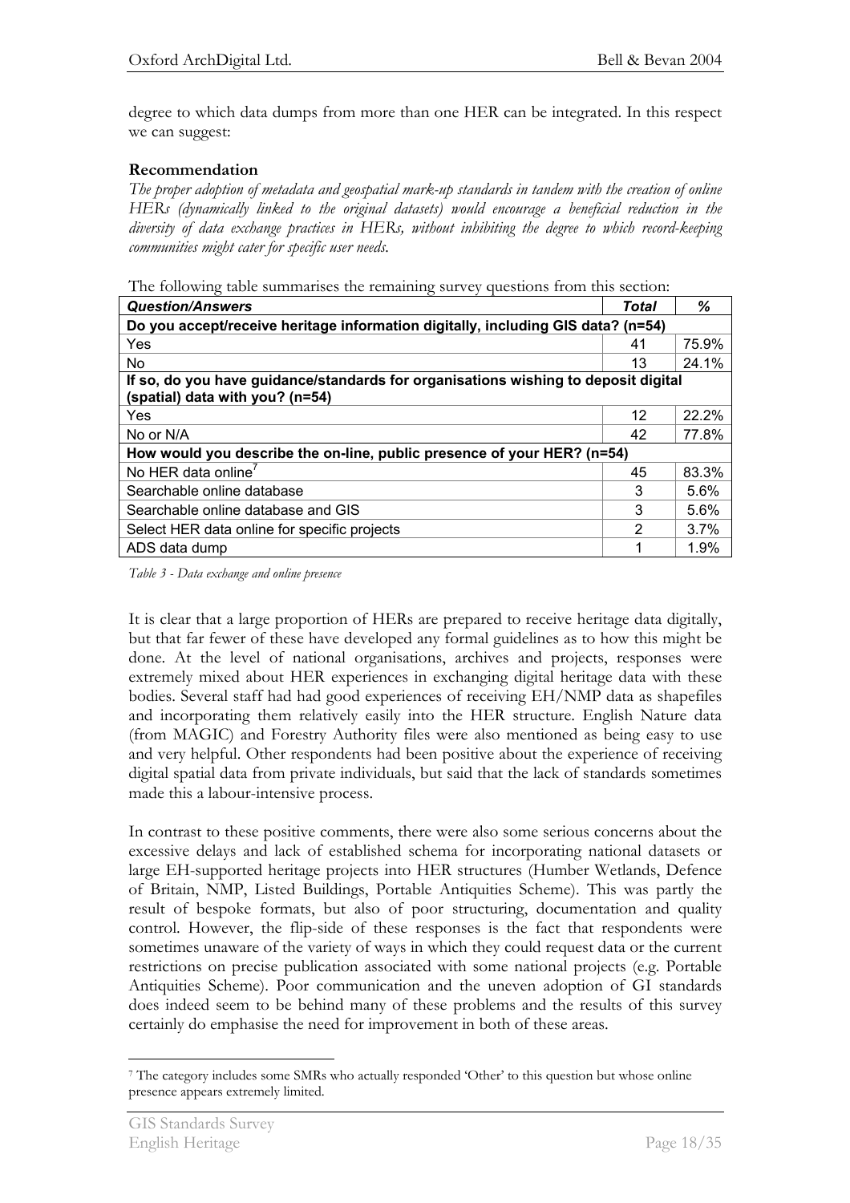degree to which data dumps from more than one HER can be integrated. In this respect we can suggest:

**Recommendation**

*The proper adoption of metadata and geospatial mark-up standards in tandem with the creation of online HERs (dynamically linked to the original datasets) would encourage a beneficial reduction in the diversity of data exchange practices in HERs, without inhibiting the degree to which record-keeping communities might cater for specific user needs.*

The following table summarises the remaining survey questions from this section:

| ***Question/Answers*** | ***Total*** | ***%*** |
|---|---|---|
| **Do you accept/receive heritage information digitally, including GIS data? (n=54)** | | |
| Yes | 41 | 75.9% |
| No | 13 | 24.1% |
| **If so, do you have guidance/standards for organisations wishing to deposit digital (spatial) data with you? (n=54)** | | |
| Yes | 12 | 22.2% |
| No or N/A | 42 | 77.8% |
| **How would you describe the on-line, public presence of your HER? (n=54)** | | |
| No HER data online[7] | 45 | 83.3% |
| Searchable online database | 3 | 5.6% |
| Searchable online database and GIS | 3 | 5.6% |
| Select HER data online for specific projects | 2 | 3.7% |
| ADS data dump | 1 | 1.9% |

*Table 3 - Data exchange and online presence*

It is clear that a large proportion of HERs are prepared to receive heritage data digitally, but that far fewer of these have developed any formal guidelines as to how this might be done. At the level of national organisations, archives and projects, responses were extremely mixed about HER experiences in exchanging digital heritage data with these bodies. Several staff had had good experiences of receiving EH/NMP data as shapefiles and incorporating them relatively easily into the HER structure. English Nature data (from MAGIC) and Forestry Authority files were also mentioned as being easy to use and very helpful. Other respondents had been positive about the experience of receiving digital spatial data from private individuals, but said that the lack of standards sometimes made this a labour-intensive process.

In contrast to these positive comments, there were also some serious concerns about the excessive delays and lack of established schema for incorporating national datasets or large EH-supported heritage projects into HER structures (Humber Wetlands, Defence of Britain, NMP, Listed Buildings, Portable Antiquities Scheme). This was partly the result of bespoke formats, but also of poor structuring, documentation and quality control. However, the flip-side of these responses is the fact that respondents were sometimes unaware of the variety of ways in which they could request data or the current restrictions on precise publication associated with some national projects (e.g. Portable Antiquities Scheme). Poor communication and the uneven adoption of GI standards does indeed seem to be behind many of these problems and the results of this survey certainly do emphasise the need for improvement in both of these areas.

[7] The category includes some SMRs who actually responded 'Other' to this question but whose online presence appears extremely limited.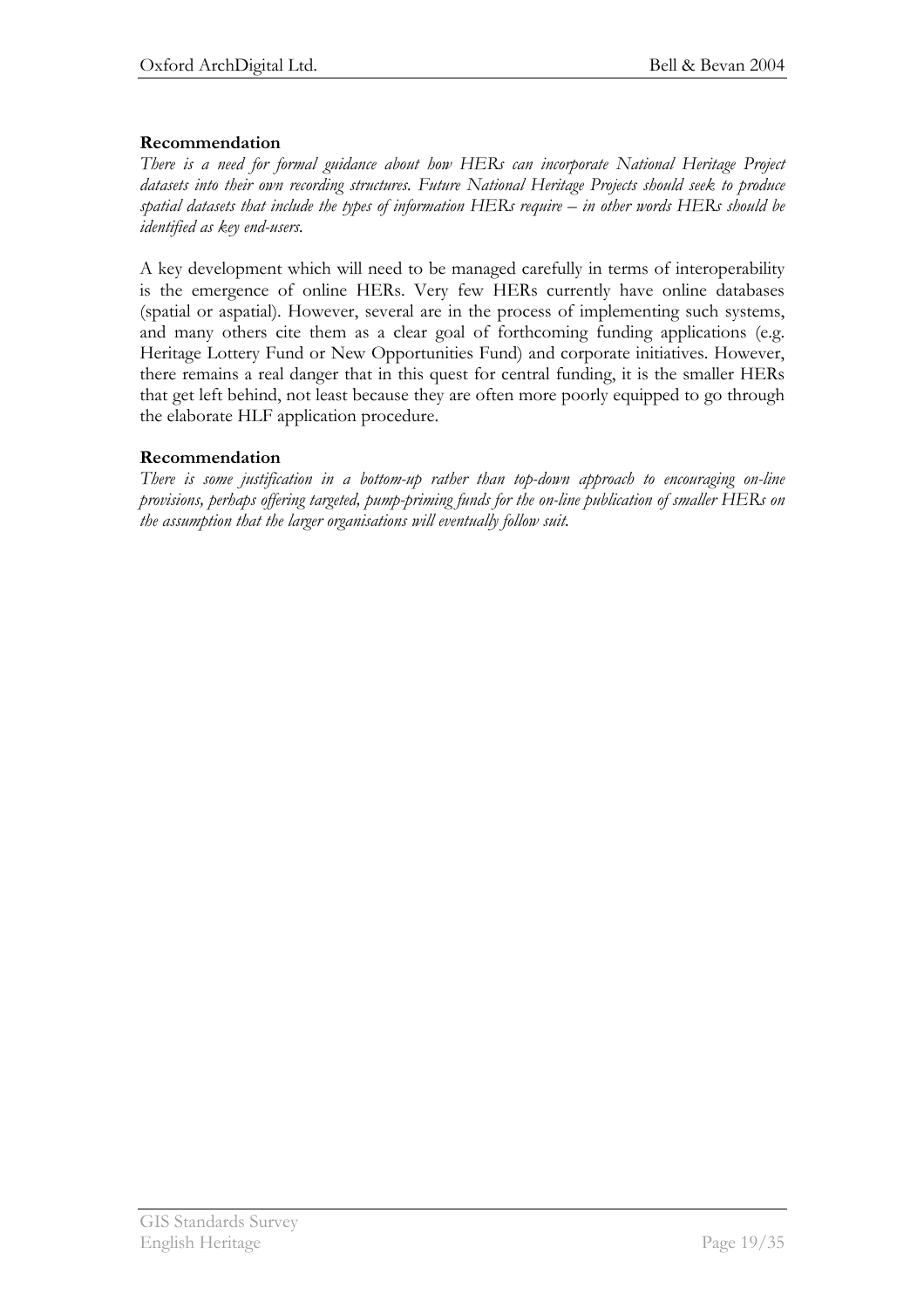**Recommendation**

*There is a need for formal guidance about how HERs can incorporate National Heritage Project datasets into their own recording structures. Future National Heritage Projects should seek to produce spatial datasets that include the types of information HERs require – in other words HERs should be identified as key end-users.*

A key development which will need to be managed carefully in terms of interoperability is the emergence of online HERs. Very few HERs currently have online databases (spatial or aspatial). However, several are in the process of implementing such systems, and many others cite them as a clear goal of forthcoming funding applications (e.g. Heritage Lottery Fund or New Opportunities Fund) and corporate initiatives. However, there remains a real danger that in this quest for central funding, it is the smaller HERs that get left behind, not least because they are often more poorly equipped to go through the elaborate HLF application procedure.

**Recommendation**

*There is some justification in a bottom-up rather than top-down approach to encouraging on-line provisions, perhaps offering targeted, pump-priming funds for the on-line publication of smaller HERs on the assumption that the larger organisations will eventually follow suit.*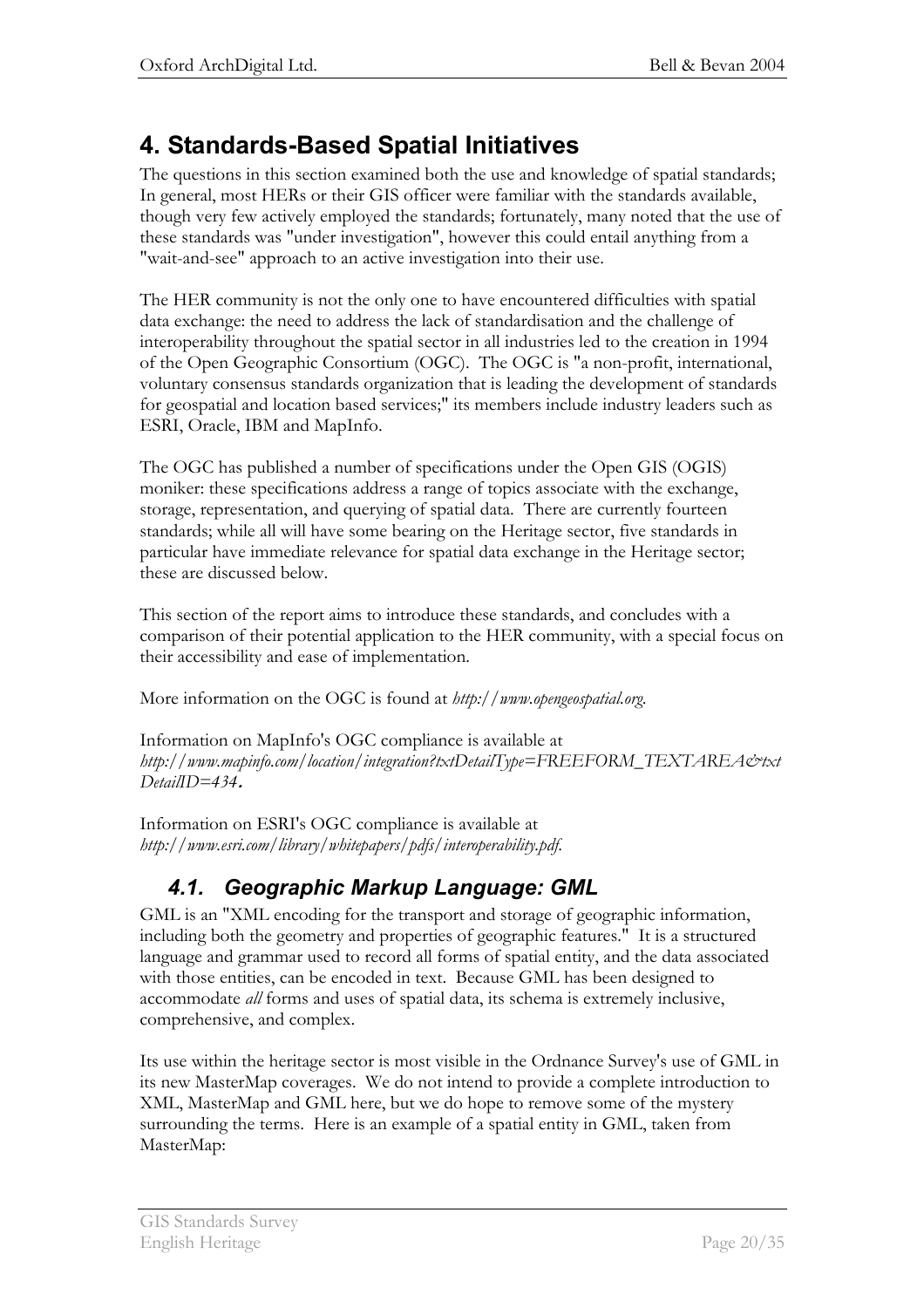# 4. Standards-Based Spatial Initiatives

The questions in this section examined both the use and knowledge of spatial standards; In general, most HERs or their GIS officer were familiar with the standards available, though very few actively employed the standards; fortunately, many noted that the use of these standards was "under investigation", however this could entail anything from a "wait-and-see" approach to an active investigation into their use.

The HER community is not the only one to have encountered difficulties with spatial data exchange: the need to address the lack of standardisation and the challenge of interoperability throughout the spatial sector in all industries led to the creation in 1994 of the Open Geographic Consortium (OGC). The OGC is "a non-profit, international, voluntary consensus standards organization that is leading the development of standards for geospatial and location based services;" its members include industry leaders such as ESRI, Oracle, IBM and MapInfo.

The OGC has published a number of specifications under the Open GIS (OGIS) moniker: these specifications address a range of topics associate with the exchange, storage, representation, and querying of spatial data. There are currently fourteen standards; while all will have some bearing on the Heritage sector, five standards in particular have immediate relevance for spatial data exchange in the Heritage sector; these are discussed below.

This section of the report aims to introduce these standards, and concludes with a comparison of their potential application to the HER community, with a special focus on their accessibility and ease of implementation.

More information on the OGC is found at *http://www.opengeospatial.org*.

Information on MapInfo's OGC compliance is available at *http://www.mapinfo.com/location/integration?txtDetailType=FREEFORM_TEXTAREA&txtDetailID=434*.

Information on ESRI's OGC compliance is available at *http://www.esri.com/library/whitepapers/pdfs/interoperability.pdf*.

## 4.1. Geographic Markup Language: GML

GML is an "XML encoding for the transport and storage of geographic information, including both the geometry and properties of geographic features." It is a structured language and grammar used to record all forms of spatial entity, and the data associated with those entities, can be encoded in text. Because GML has been designed to accommodate *all* forms and uses of spatial data, its schema is extremely inclusive, comprehensive, and complex.

Its use within the heritage sector is most visible in the Ordnance Survey's use of GML in its new MasterMap coverages. We do not intend to provide a complete introduction to XML, MasterMap and GML here, but we do hope to remove some of the mystery surrounding the terms. Here is an example of a spatial entity in GML, taken from MasterMap: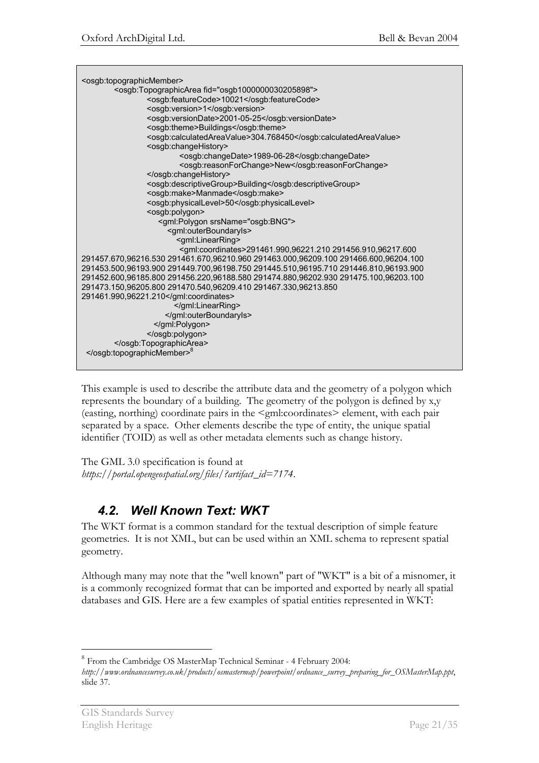```
<osgb:topographicMember>
        <osgb:TopographicArea fid="osgb1000000030205898">
                <osgb:featureCode>10021</osgb:featureCode>
                <osgb:version>1</osgb:version>
                <osgb:versionDate>2001-05-25</osgb:versionDate>
                <osgb:theme>Buildings</osgb:theme>
                <osgb:calculatedAreaValue>304.768450</osgb:calculatedAreaValue>
                <osgb:changeHistory>
                        <osgb:changeDate>1989-06-28</osgb:changeDate>
                        <osgb:reasonForChange>New</osgb:reasonForChange>
                </osgb:changeHistory>
                <osgb:descriptiveGroup>Building</osgb:descriptiveGroup>
                <osgb:make>Manmade</osgb:make>
                <osgb:physicalLevel>50</osgb:physicalLevel>
                <osgb:polygon>
                    <gml:Polygon srsName="osgb:BNG">
                        <gml:outerBoundaryIs>
                            <gml:LinearRing>
                            <gml:coordinates>291461.990,96221.210 291456.910,96217.600
291457.670,96216.530 291461.670,96210.960 291463.000,96209.100 291466.600,96204.100
291453.500,96193.900 291449.700,96198.750 291445.510,96195.710 291446.810,96193.900
291452.600,96185.800 291456.220,96188.580 291474.880,96202.930 291475.100,96203.100
291473.150,96205.800 291470.540,96209.410 291467.330,96213.850
291461.990,96221.210</gml:coordinates>
                            </gml:LinearRing>
                        </gml:outerBoundaryIs>
                    </gml:Polygon>
                </osgb:polygon>
        </osgb:TopographicArea>
</osgb:topographicMember>[8]
```

This example is used to describe the attribute data and the geometry of a polygon which represents the boundary of a building. The geometry of the polygon is defined by x,y (easting, northing) coordinate pairs in the <gml:coordinates> element, with each pair separated by a space. Other elements describe the type of entity, the unique spatial identifier (TOID) as well as other metadata elements such as change history.

The GML 3.0 specification is found at *https://portal.opengeospatial.org/files/?artifact_id=7174*.

## 4.2. Well Known Text: WKT

The WKT format is a common standard for the textual description of simple feature geometries. It is not XML, but can be used within an XML schema to represent spatial geometry.

Although many may note that the "well known" part of "WKT" is a bit of a misnomer, it is a commonly recognized format that can be imported and exported by nearly all spatial databases and GIS. Here are a few examples of spatial entities represented in WKT:

---

[8] From the Cambridge OS MasterMap Technical Seminar - 4 February 2004: *http://www.ordnancesurvey.co.uk/products/osmastermap/powerpoint/ordnance_survey_preparing_for_OSMasterMap.ppt*, slide 37.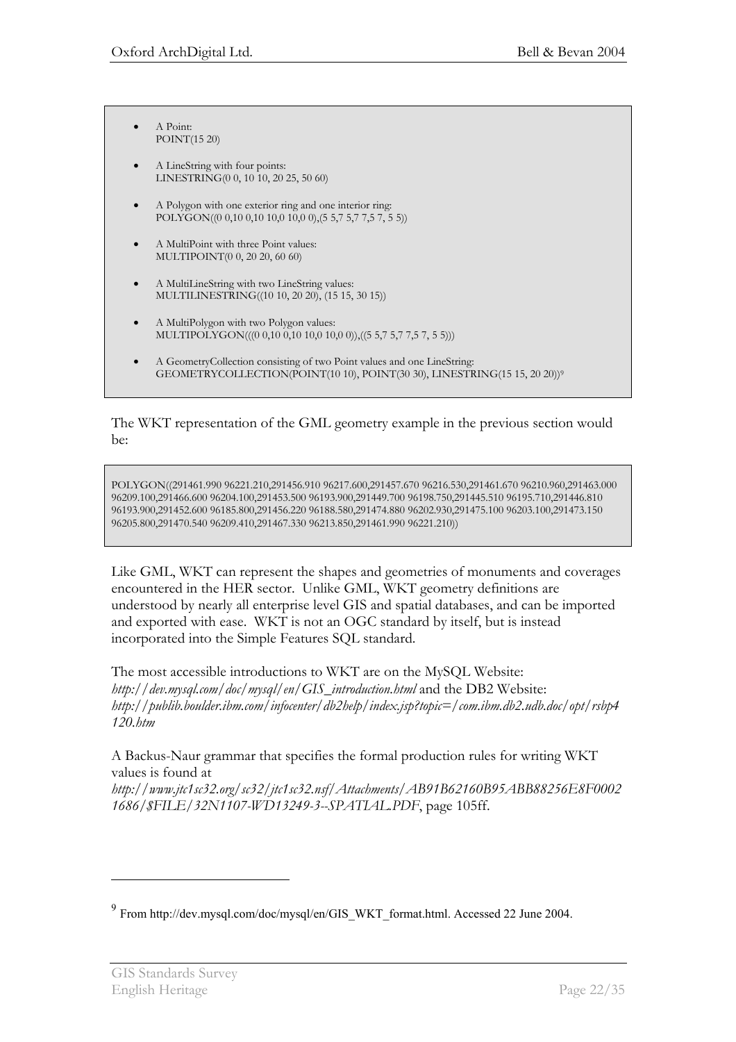- A Point:
  POINT(15 20)

- A LineString with four points:
  LINESTRING(0 0, 10 10, 20 25, 50 60)

- A Polygon with one exterior ring and one interior ring:
  POLYGON((0 0,10 0,10 10,0 10,0 0),(5 5,7 5,7 7,5 7, 5 5))

- A MultiPoint with three Point values:
  MULTIPOINT(0 0, 20 20, 60 60)

- A MultiLineString with two LineString values:
  MULTILINESTRING((10 10, 20 20), (15 15, 30 15))

- A MultiPolygon with two Polygon values:
  MULTIPOLYGON(((0 0,10 0,10 10,0 10,0 0)),((5 5,7 5,7 7,5 7, 5 5)))

- A GeometryCollection consisting of two Point values and one LineString:
  GEOMETRYCOLLECTION(POINT(10 10), POINT(30 30), LINESTRING(15 15, 20 20))[9]

The WKT representation of the GML geometry example in the previous section would be:

```
POLYGON((291461.990 96221.210,291456.910 96217.600,291457.670 96216.530,291461.670 96210.960,291463.000 96209.100,291466.600 96204.100,291453.500 96193.900,291449.700 96198.750,291445.510 96195.710,291446.810 96193.900,291452.600 96185.800,291456.220 96188.580,291474.880 96202.930,291475.100 96203.100,291473.150 96205.800,291470.540 96209.410,291467.330 96213.850,291461.990 96221.210))
```

Like GML, WKT can represent the shapes and geometries of monuments and coverages encountered in the HER sector. Unlike GML, WKT geometry definitions are understood by nearly all enterprise level GIS and spatial databases, and can be imported and exported with ease. WKT is not an OGC standard by itself, but is instead incorporated into the Simple Features SQL standard.

The most accessible introductions to WKT are on the MySQL Website: *http://dev.mysql.com/doc/mysql/en/GIS_introduction.html* and the DB2 Website: *http://publib.boulder.ibm.com/infocenter/db2help/index.jsp?topic=/com.ibm.db2.udb.doc/opt/rsbp4120.htm*

A Backus-Naur grammar that specifies the formal production rules for writing WKT values is found at *http://www.jtc1sc32.org/sc32/jtc1sc32.nsf/Attachments/AB91B62160B95ABB88256E8F00021686/$FILE/32N1107-WD13249-3--SPATIAL.PDF*, page 105ff.

---

[9] From http://dev.mysql.com/doc/mysql/en/GIS_WKT_format.html. Accessed 22 June 2004.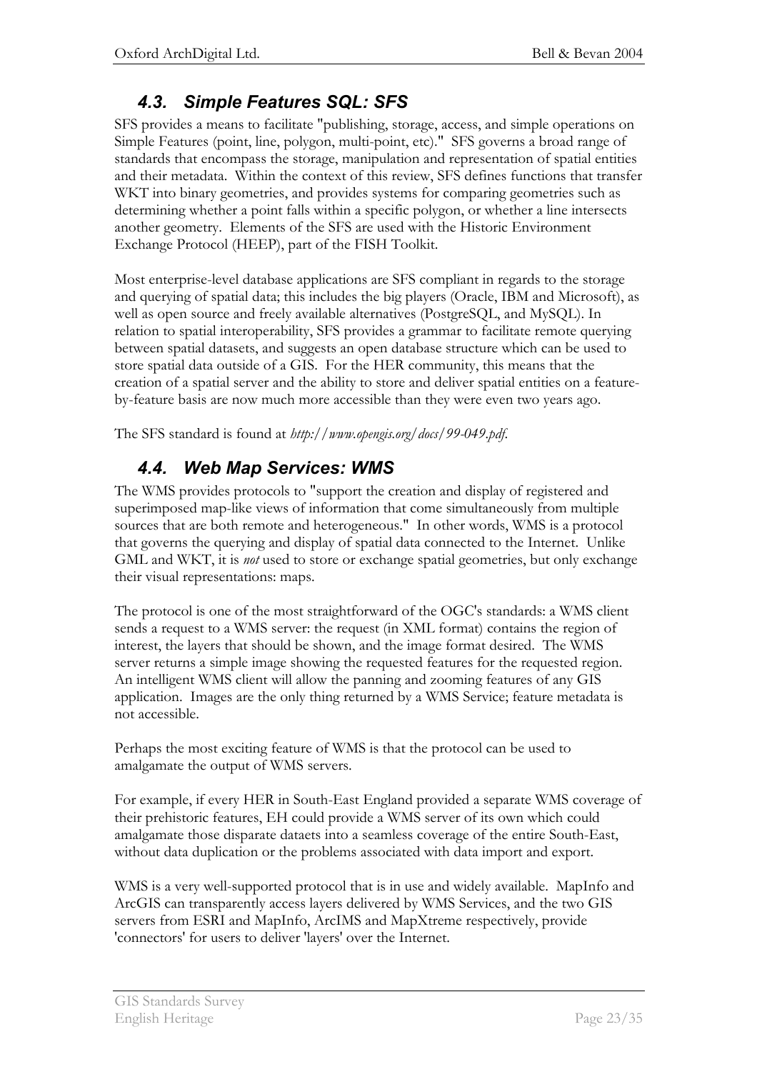## 4.3. Simple Features SQL: SFS

SFS provides a means to facilitate "publishing, storage, access, and simple operations on Simple Features (point, line, polygon, multi-point, etc)." SFS governs a broad range of standards that encompass the storage, manipulation and representation of spatial entities and their metadata. Within the context of this review, SFS defines functions that transfer WKT into binary geometries, and provides systems for comparing geometries such as determining whether a point falls within a specific polygon, or whether a line intersects another geometry. Elements of the SFS are used with the Historic Environment Exchange Protocol (HEEP), part of the FISH Toolkit.

Most enterprise-level database applications are SFS compliant in regards to the storage and querying of spatial data; this includes the big players (Oracle, IBM and Microsoft), as well as open source and freely available alternatives (PostgreSQL, and MySQL). In relation to spatial interoperability, SFS provides a grammar to facilitate remote querying between spatial datasets, and suggests an open database structure which can be used to store spatial data outside of a GIS. For the HER community, this means that the creation of a spatial server and the ability to store and deliver spatial entities on a feature-by-feature basis are now much more accessible than they were even two years ago.

The SFS standard is found at *http://www.opengis.org/docs/99-049.pdf*.

## 4.4. Web Map Services: WMS

The WMS provides protocols to "support the creation and display of registered and superimposed map-like views of information that come simultaneously from multiple sources that are both remote and heterogeneous." In other words, WMS is a protocol that governs the querying and display of spatial data connected to the Internet. Unlike GML and WKT, it is *not* used to store or exchange spatial geometries, but only exchange their visual representations: maps.

The protocol is one of the most straightforward of the OGC's standards: a WMS client sends a request to a WMS server: the request (in XML format) contains the region of interest, the layers that should be shown, and the image format desired. The WMS server returns a simple image showing the requested features for the requested region. An intelligent WMS client will allow the panning and zooming features of any GIS application. Images are the only thing returned by a WMS Service; feature metadata is not accessible.

Perhaps the most exciting feature of WMS is that the protocol can be used to amalgamate the output of WMS servers.

For example, if every HER in South-East England provided a separate WMS coverage of their prehistoric features, EH could provide a WMS server of its own which could amalgamate those disparate dataets into a seamless coverage of the entire South-East, without data duplication or the problems associated with data import and export.

WMS is a very well-supported protocol that is in use and widely available. MapInfo and ArcGIS can transparently access layers delivered by WMS Services, and the two GIS servers from ESRI and MapInfo, ArcIMS and MapXtreme respectively, provide 'connectors' for users to deliver 'layers' over the Internet.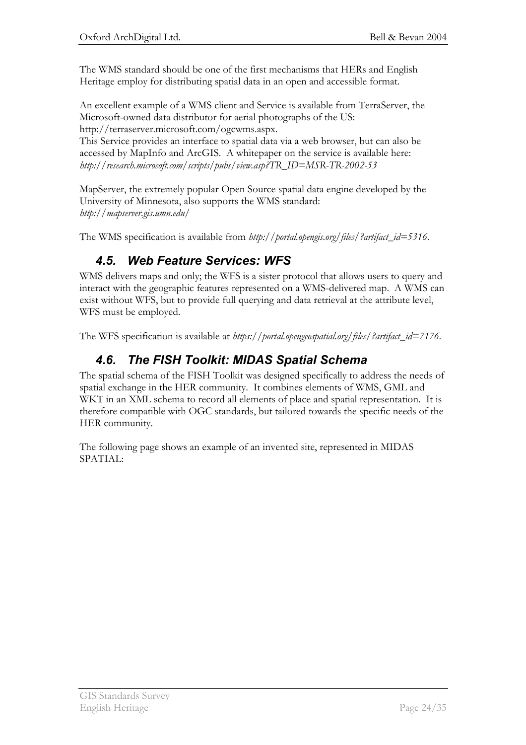The WMS standard should be one of the first mechanisms that HERs and English Heritage employ for distributing spatial data in an open and accessible format.

An excellent example of a WMS client and Service is available from TerraServer, the Microsoft-owned data distributor for aerial photographs of the US: http://terraserver.microsoft.com/ogcwms.aspx.
This Service provides an interface to spatial data via a web browser, but can also be accessed by MapInfo and ArcGIS. A whitepaper on the service is available here: *http://research.microsoft.com/scripts/pubs/view.asp?TR_ID=MSR-TR-2002-53*

MapServer, the extremely popular Open Source spatial data engine developed by the University of Minnesota, also supports the WMS standard: *http://mapserver.gis.umn.edu/*

The WMS specification is available from *http://portal.opengis.org/files/?artifact_id=5316*.

## 4.5. Web Feature Services: WFS

WMS delivers maps and only; the WFS is a sister protocol that allows users to query and interact with the geographic features represented on a WMS-delivered map. A WMS can exist without WFS, but to provide full querying and data retrieval at the attribute level, WFS must be employed.

The WFS specification is available at *https://portal.opengeospatial.org/files/?artifact_id=7176*.

## 4.6. The FISH Toolkit: MIDAS Spatial Schema

The spatial schema of the FISH Toolkit was designed specifically to address the needs of spatial exchange in the HER community. It combines elements of WMS, GML and WKT in an XML schema to record all elements of place and spatial representation. It is therefore compatible with OGC standards, but tailored towards the specific needs of the HER community.

The following page shows an example of an invented site, represented in MIDAS SPATIAL: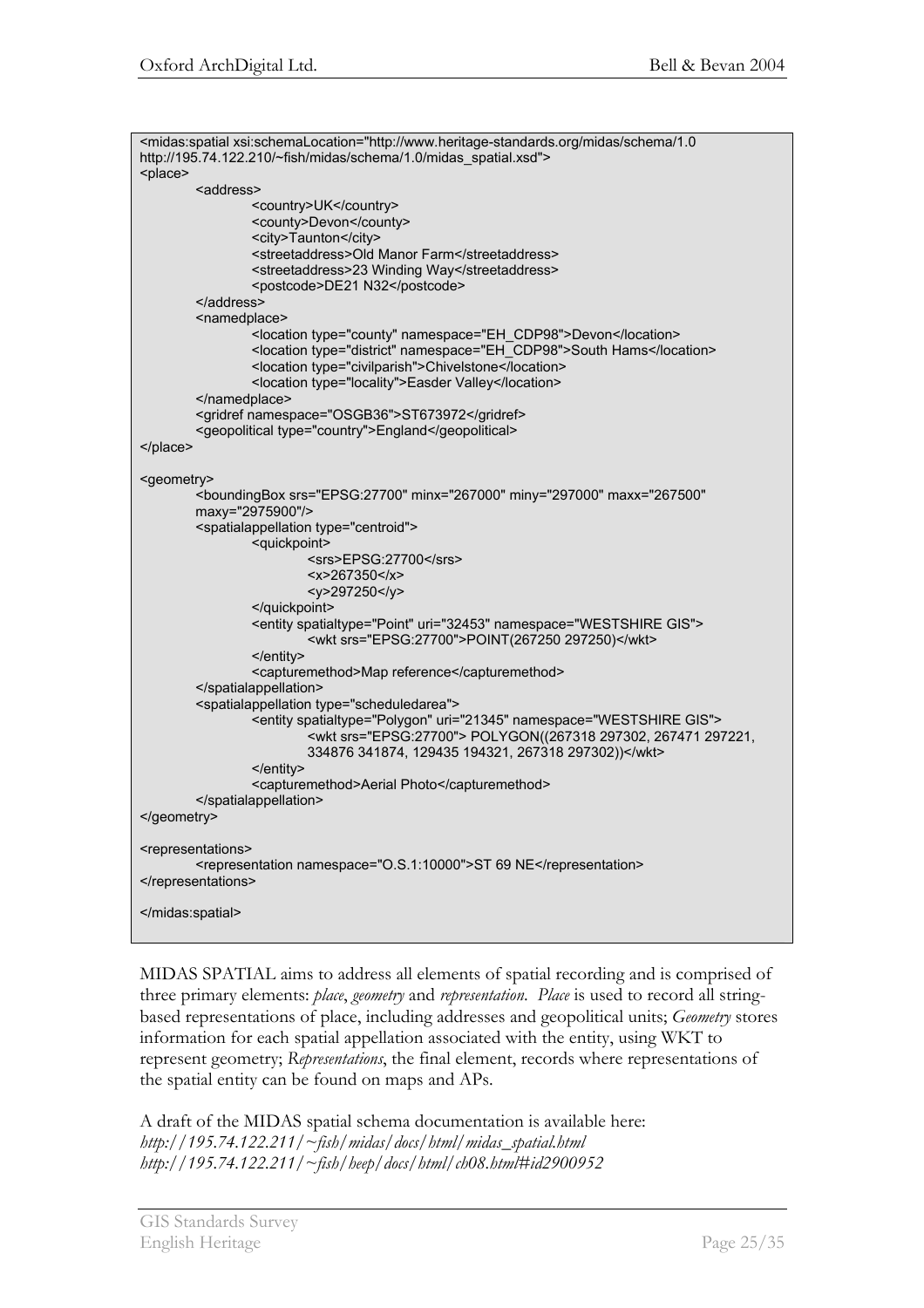```
<midas:spatial xsi:schemaLocation="http://www.heritage-standards.org/midas/schema/1.0
http://195.74.122.210/~fish/midas/schema/1.0/midas_spatial.xsd">
<place>
        <address>
                <country>UK</country>
                <county>Devon</county>
                <city>Taunton</city>
                <streetaddress>Old Manor Farm</streetaddress>
                <streetaddress>23 Winding Way</streetaddress>
                <postcode>DE21 N32</postcode>
        </address>
        <namedplace>
                <location type="county" namespace="EH_CDP98">Devon</location>
                <location type="district" namespace="EH_CDP98">South Hams</location>
                <location type="civilparish">Chivelstone</location>
                <location type="locality">Easder Valley</location>
        </namedplace>
        <gridref namespace="OSGB36">ST673972</gridref>
        <geopolitical type="country">England</geopolitical>
</place>

<geometry>
        <boundingBox srs="EPSG:27700" minx="267000" miny="297000" maxx="267500"
        maxy="2975900"/>
        <spatialappellation type="centroid">
                <quickpoint>
                        <srs>EPSG:27700</srs>
                        <x>267350</x>
                        <y>297250</y>
                </quickpoint>
                <entity spatialtype="Point" uri="32453" namespace="WESTSHIRE GIS">
                        <wkt srs="EPSG:27700">POINT(267250 297250)</wkt>
                </entity>
                <capturemethod>Map reference</capturemethod>
        </spatialappellation>
        <spatialappellation type="scheduledarea">
                <entity spatialtype="Polygon" uri="21345" namespace="WESTSHIRE GIS">
                        <wkt srs="EPSG:27700"> POLYGON((267318 297302, 267471 297221,
                        334876 341874, 129435 194321, 267318 297302))</wkt>
                </entity>
                <capturemethod>Aerial Photo</capturemethod>
        </spatialappellation>
</geometry>

<representations>
        <representation namespace="O.S.1:10000">ST 69 NE</representation>
</representations>

</midas:spatial>
```

MIDAS SPATIAL aims to address all elements of spatial recording and is comprised of three primary elements: *place*, *geometry* and *representation*. *Place* is used to record all string-based representations of place, including addresses and geopolitical units; *Geometry* stores information for each spatial appellation associated with the entity, using WKT to represent geometry; *Representations*, the final element, records where representations of the spatial entity can be found on maps and APs.

A draft of the MIDAS spatial schema documentation is available here:
*http://195.74.122.211/~fish/midas/docs/html/midas_spatial.html*
*http://195.74.122.211/~fish/heep/docs/html/ch08.html#id2900952*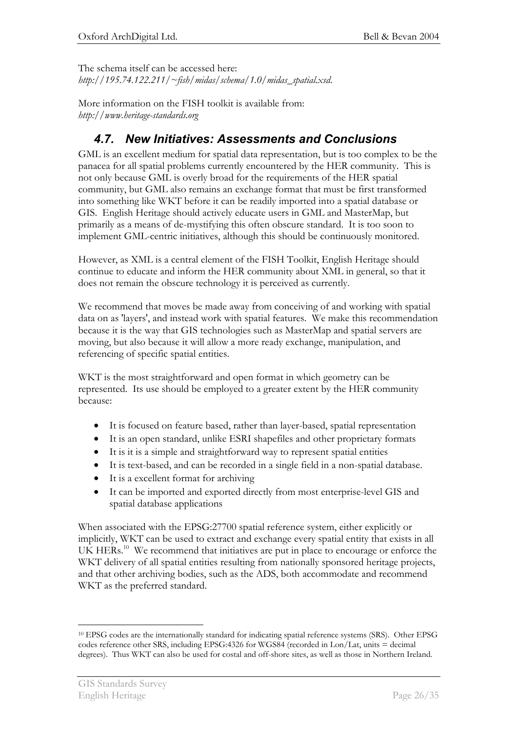The schema itself can be accessed here:
*http://195.74.122.211/~fish/midas/schema/1.0/midas_spatial.xsd.*

More information on the FISH toolkit is available from:
*http://www.heritage-standards.org*

## 4.7. New Initiatives: Assessments and Conclusions

GML is an excellent medium for spatial data representation, but is too complex to be the panacea for all spatial problems currently encountered by the HER community. This is not only because GML is overly broad for the requirements of the HER spatial community, but GML also remains an exchange format that must be first transformed into something like WKT before it can be readily imported into a spatial database or GIS. English Heritage should actively educate users in GML and MasterMap, but primarily as a means of de-mystifying this often obscure standard. It is too soon to implement GML-centric initiatives, although this should be continuously monitored.

However, as XML is a central element of the FISH Toolkit, English Heritage should continue to educate and inform the HER community about XML in general, so that it does not remain the obscure technology it is perceived as currently.

We recommend that moves be made away from conceiving of and working with spatial data on as 'layers', and instead work with spatial features. We make this recommendation because it is the way that GIS technologies such as MasterMap and spatial servers are moving, but also because it will allow a more ready exchange, manipulation, and referencing of specific spatial entities.

WKT is the most straightforward and open format in which geometry can be represented. Its use should be employed to a greater extent by the HER community because:

- It is focused on feature based, rather than layer-based, spatial representation
- It is an open standard, unlike ESRI shapefiles and other proprietary formats
- It is it is a simple and straightforward way to represent spatial entities
- It is text-based, and can be recorded in a single field in a non-spatial database.
- It is a excellent format for archiving
- It can be imported and exported directly from most enterprise-level GIS and spatial database applications

When associated with the EPSG:27700 spatial reference system, either explicitly or implicitly, WKT can be used to extract and exchange every spatial entity that exists in all UK HERs.[10] We recommend that initiatives are put in place to encourage or enforce the WKT delivery of all spatial entities resulting from nationally sponsored heritage projects, and that other archiving bodies, such as the ADS, both accommodate and recommend WKT as the preferred standard.

[10] EPSG codes are the internationally standard for indicating spatial reference systems (SRS). Other EPSG codes reference other SRS, including EPSG:4326 for WGS84 (recorded in Lon/Lat, units = decimal degrees). Thus WKT can also be used for costal and off-shore sites, as well as those in Northern Ireland.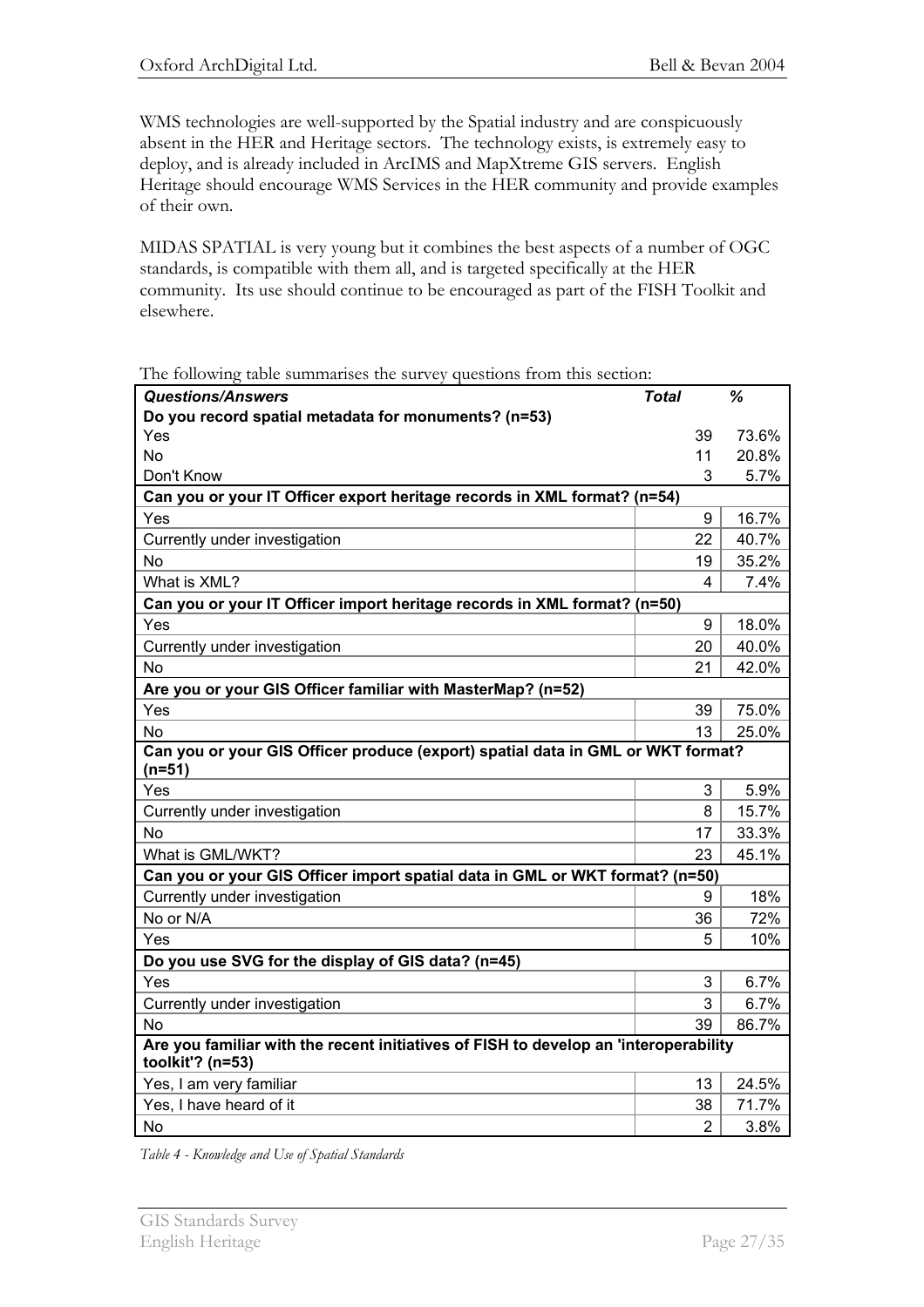WMS technologies are well-supported by the Spatial industry and are conspicuously absent in the HER and Heritage sectors. The technology exists, is extremely easy to deploy, and is already included in ArcIMS and MapXtreme GIS servers. English Heritage should encourage WMS Services in the HER community and provide examples of their own.

MIDAS SPATIAL is very young but it combines the best aspects of a number of OGC standards, is compatible with them all, and is targeted specifically at the HER community. Its use should continue to be encouraged as part of the FISH Toolkit and elsewhere.

The following table summarises the survey questions from this section:

| ***Questions/Answers*** | ***Total*** | ***%*** |
|---|---|---|
| **Do you record spatial metadata for monuments? (n=53)** | | |
| Yes | 39 | 73.6% |
| No | 11 | 20.8% |
| Don't Know | 3 | 5.7% |
| **Can you or your IT Officer export heritage records in XML format? (n=54)** | | |
| Yes | 9 | 16.7% |
| Currently under investigation | 22 | 40.7% |
| No | 19 | 35.2% |
| What is XML? | 4 | 7.4% |
| **Can you or your IT Officer import heritage records in XML format? (n=50)** | | |
| Yes | 9 | 18.0% |
| Currently under investigation | 20 | 40.0% |
| No | 21 | 42.0% |
| **Are you or your GIS Officer familiar with MasterMap? (n=52)** | | |
| Yes | 39 | 75.0% |
| No | 13 | 25.0% |
| **Can you or your GIS Officer produce (export) spatial data in GML or WKT format? (n=51)** | | |
| Yes | 3 | 5.9% |
| Currently under investigation | 8 | 15.7% |
| No | 17 | 33.3% |
| What is GML/WKT? | 23 | 45.1% |
| **Can you or your GIS Officer import spatial data in GML or WKT format? (n=50)** | | |
| Currently under investigation | 9 | 18% |
| No or N/A | 36 | 72% |
| Yes | 5 | 10% |
| **Do you use SVG for the display of GIS data? (n=45)** | | |
| Yes | 3 | 6.7% |
| Currently under investigation | 3 | 6.7% |
| No | 39 | 86.7% |
| **Are you familiar with the recent initiatives of FISH to develop an 'interoperability toolkit'? (n=53)** | | |
| Yes, I am very familiar | 13 | 24.5% |
| Yes, I have heard of it | 38 | 71.7% |
| No | 2 | 3.8% |

*Table 4 - Knowledge and Use of Spatial Standards*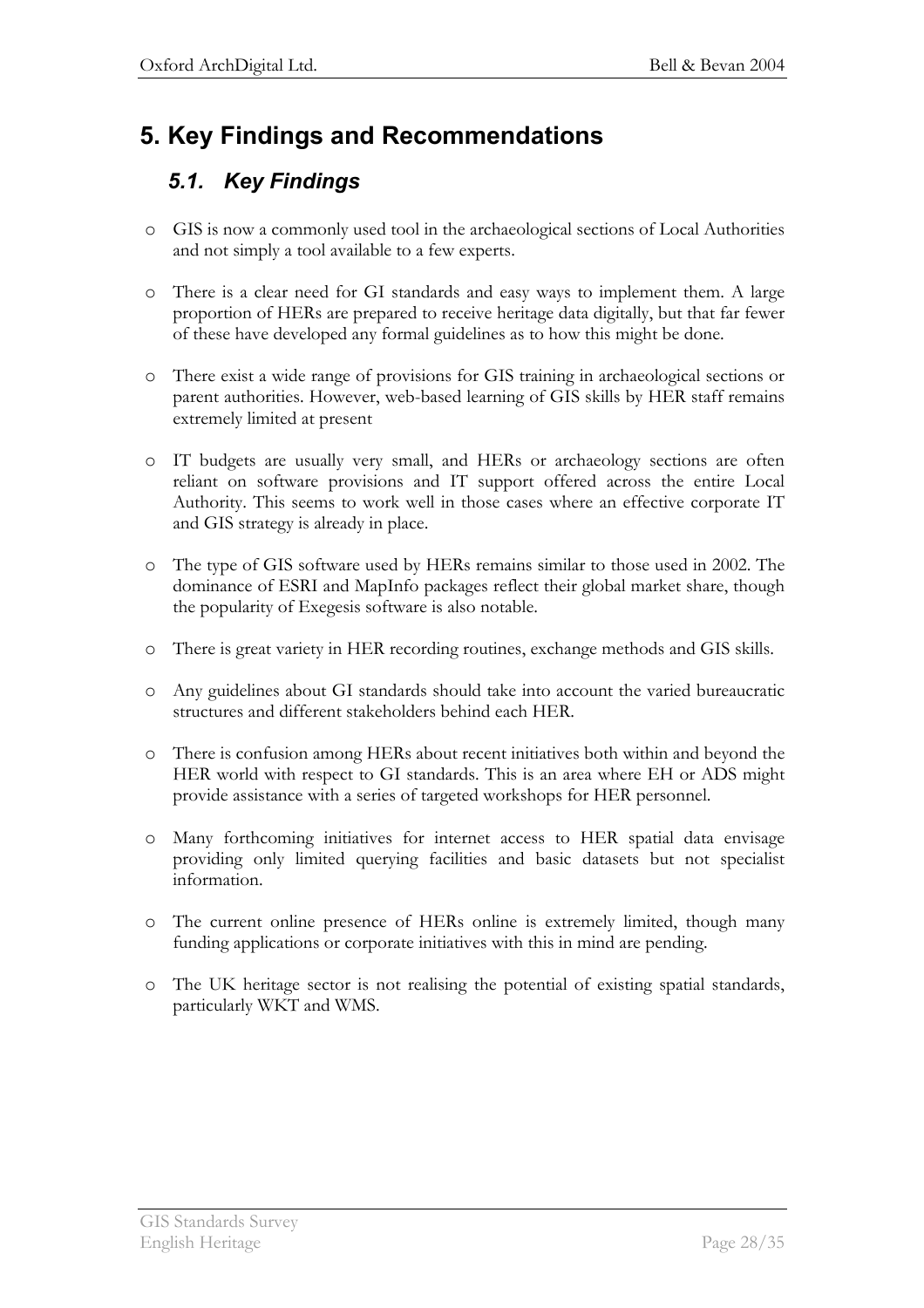# 5. Key Findings and Recommendations

## 5.1. Key Findings

- GIS is now a commonly used tool in the archaeological sections of Local Authorities and not simply a tool available to a few experts.

- There is a clear need for GI standards and easy ways to implement them. A large proportion of HERs are prepared to receive heritage data digitally, but that far fewer of these have developed any formal guidelines as to how this might be done.

- There exist a wide range of provisions for GIS training in archaeological sections or parent authorities. However, web-based learning of GIS skills by HER staff remains extremely limited at present

- IT budgets are usually very small, and HERs or archaeology sections are often reliant on software provisions and IT support offered across the entire Local Authority. This seems to work well in those cases where an effective corporate IT and GIS strategy is already in place.

- The type of GIS software used by HERs remains similar to those used in 2002. The dominance of ESRI and MapInfo packages reflect their global market share, though the popularity of Exegesis software is also notable.

- There is great variety in HER recording routines, exchange methods and GIS skills.

- Any guidelines about GI standards should take into account the varied bureaucratic structures and different stakeholders behind each HER.

- There is confusion among HERs about recent initiatives both within and beyond the HER world with respect to GI standards. This is an area where EH or ADS might provide assistance with a series of targeted workshops for HER personnel.

- Many forthcoming initiatives for internet access to HER spatial data envisage providing only limited querying facilities and basic datasets but not specialist information.

- The current online presence of HERs online is extremely limited, though many funding applications or corporate initiatives with this in mind are pending.

- The UK heritage sector is not realising the potential of existing spatial standards, particularly WKT and WMS.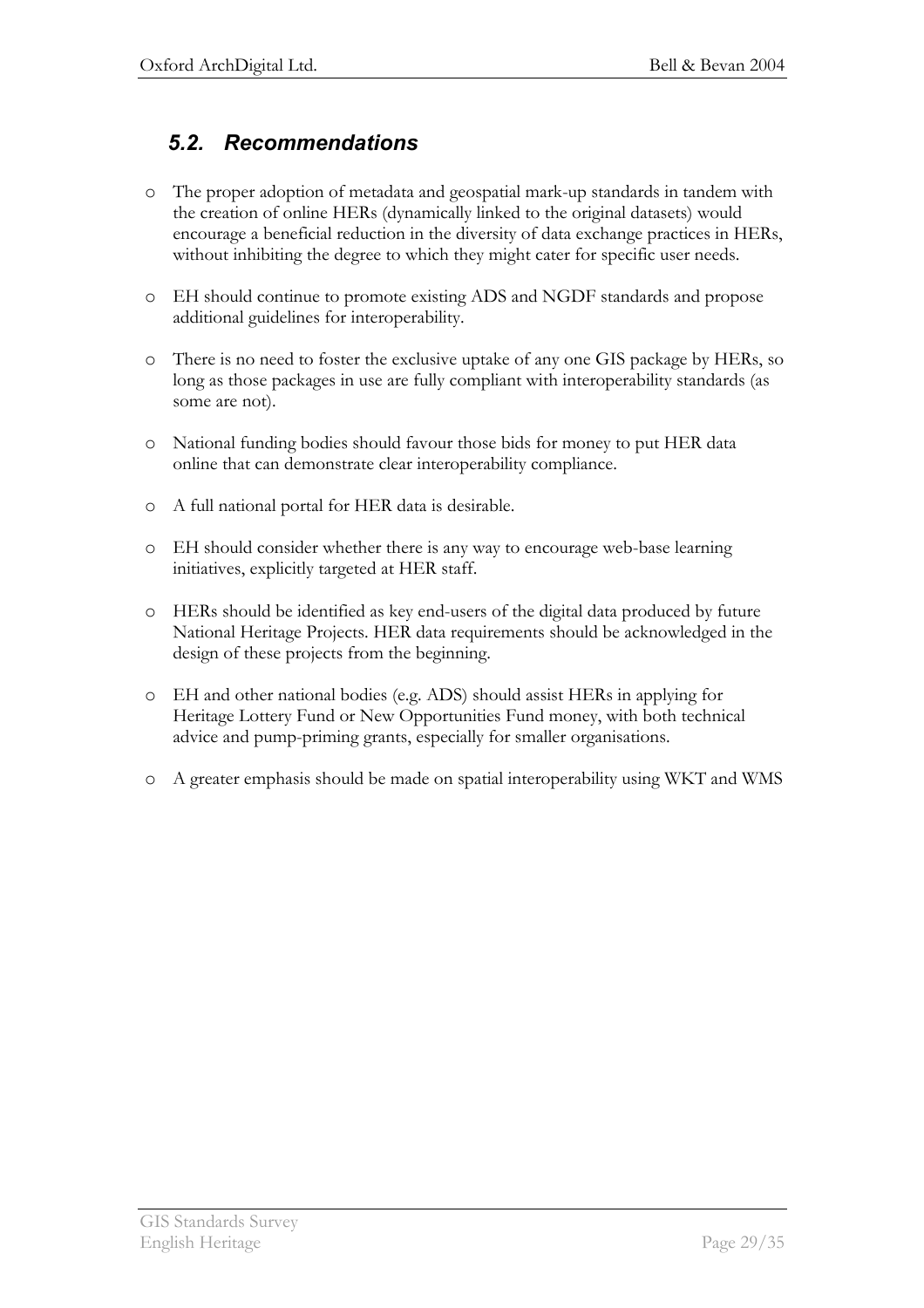## 5.2. Recommendations

- The proper adoption of metadata and geospatial mark-up standards in tandem with the creation of online HERs (dynamically linked to the original datasets) would encourage a beneficial reduction in the diversity of data exchange practices in HERs, without inhibiting the degree to which they might cater for specific user needs.

- EH should continue to promote existing ADS and NGDF standards and propose additional guidelines for interoperability.

- There is no need to foster the exclusive uptake of any one GIS package by HERs, so long as those packages in use are fully compliant with interoperability standards (as some are not).

- National funding bodies should favour those bids for money to put HER data online that can demonstrate clear interoperability compliance.

- A full national portal for HER data is desirable.

- EH should consider whether there is any way to encourage web-base learning initiatives, explicitly targeted at HER staff.

- HERs should be identified as key end-users of the digital data produced by future National Heritage Projects. HER data requirements should be acknowledged in the design of these projects from the beginning.

- EH and other national bodies (e.g. ADS) should assist HERs in applying for Heritage Lottery Fund or New Opportunities Fund money, with both technical advice and pump-priming grants, especially for smaller organisations.

- A greater emphasis should be made on spatial interoperability using WKT and WMS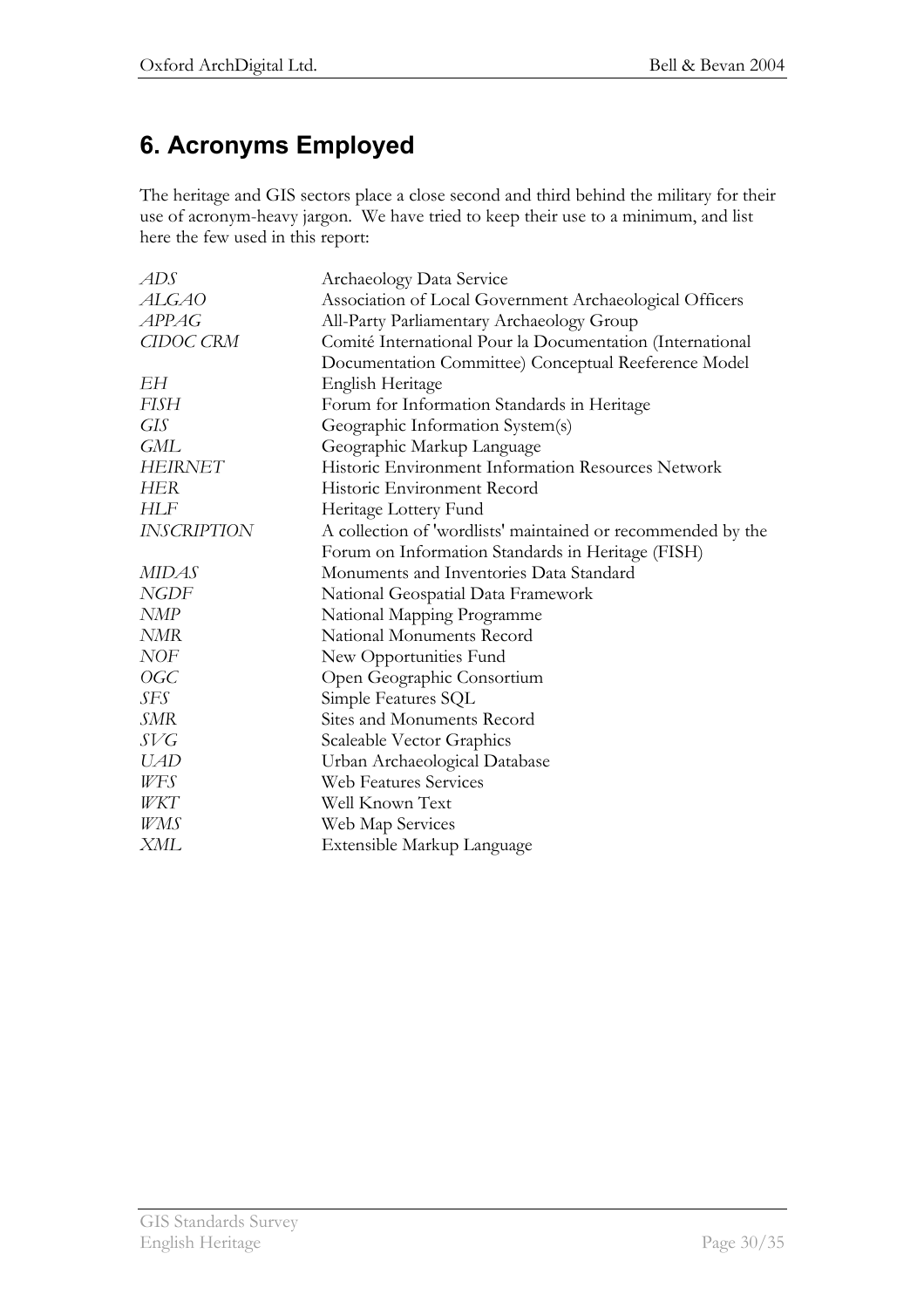# 6. Acronyms Employed

The heritage and GIS sectors place a close second and third behind the military for their use of acronym-heavy jargon. We have tried to keep their use to a minimum, and list here the few used in this report:

| | |
|---|---|
| *ADS* | Archaeology Data Service |
| *ALGAO* | Association of Local Government Archaeological Officers |
| *APPAG* | All-Party Parliamentary Archaeology Group |
| *CIDOC CRM* | Comité International Pour la Documentation (International Documentation Committee) Conceptual Reeference Model |
| *EH* | English Heritage |
| *FISH* | Forum for Information Standards in Heritage |
| *GIS* | Geographic Information System(s) |
| *GML* | Geographic Markup Language |
| *HEIRNET* | Historic Environment Information Resources Network |
| *HER* | Historic Environment Record |
| *HLF* | Heritage Lottery Fund |
| *INSCRIPTION* | A collection of 'wordlists' maintained or recommended by the Forum on Information Standards in Heritage (FISH) |
| *MIDAS* | Monuments and Inventories Data Standard |
| *NGDF* | National Geospatial Data Framework |
| *NMP* | National Mapping Programme |
| *NMR* | National Monuments Record |
| *NOF* | New Opportunities Fund |
| *OGC* | Open Geographic Consortium |
| *SFS* | Simple Features SQL |
| *SMR* | Sites and Monuments Record |
| *SVG* | Scaleable Vector Graphics |
| *UAD* | Urban Archaeological Database |
| *WFS* | Web Features Services |
| *WKT* | Well Known Text |
| *WMS* | Web Map Services |
| *XML* | Extensible Markup Language |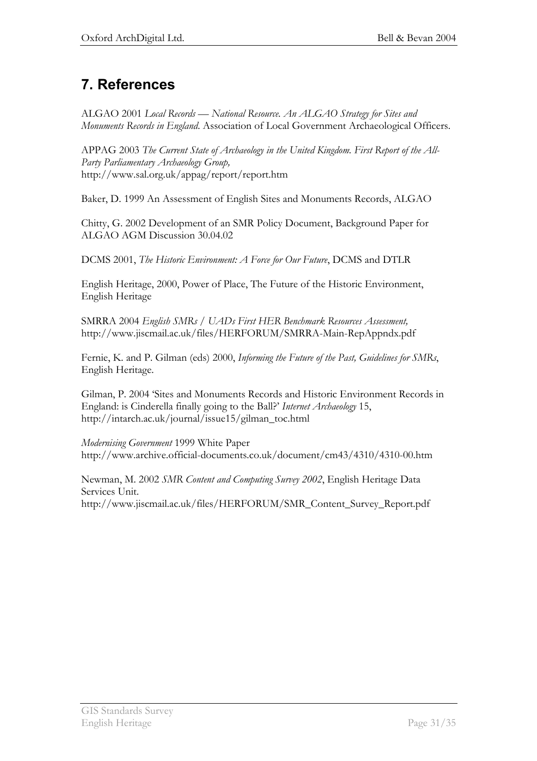# 7. References

ALGAO 2001 *Local Records — National Resource. An ALGAO Strategy for Sites and Monuments Records in England.* Association of Local Government Archaeological Officers.

APPAG 2003 *The Current State of Archaeology in the United Kingdom. First Report of the All-Party Parliamentary Archaeology Group,* http://www.sal.org.uk/appag/report/report.htm

Baker, D. 1999 An Assessment of English Sites and Monuments Records, ALGAO

Chitty, G. 2002 Development of an SMR Policy Document, Background Paper for ALGAO AGM Discussion 30.04.02

DCMS 2001, *The Historic Environment: A Force for Our Future*, DCMS and DTLR

English Heritage, 2000, Power of Place, The Future of the Historic Environment, English Heritage

SMRRA 2004 *English SMRs / UADs First HER Benchmark Resources Assessment,* http://www.jiscmail.ac.uk/files/HERFORUM/SMRRA-Main-RepAppndx.pdf

Fernie, K. and P. Gilman (eds) 2000, *Informing the Future of the Past, Guidelines for SMRs*, English Heritage.

Gilman, P. 2004 'Sites and Monuments Records and Historic Environment Records in England: is Cinderella finally going to the Ball?' *Internet Archaeology* 15, http://intarch.ac.uk/journal/issue15/gilman_toc.html

*Modernising Government* 1999 White Paper http://www.archive.official-documents.co.uk/document/cm43/4310/4310-00.htm

Newman, M. 2002 *SMR Content and Computing Survey 2002*, English Heritage Data Services Unit. http://www.jiscmail.ac.uk/files/HERFORUM/SMR_Content_Survey_Report.pdf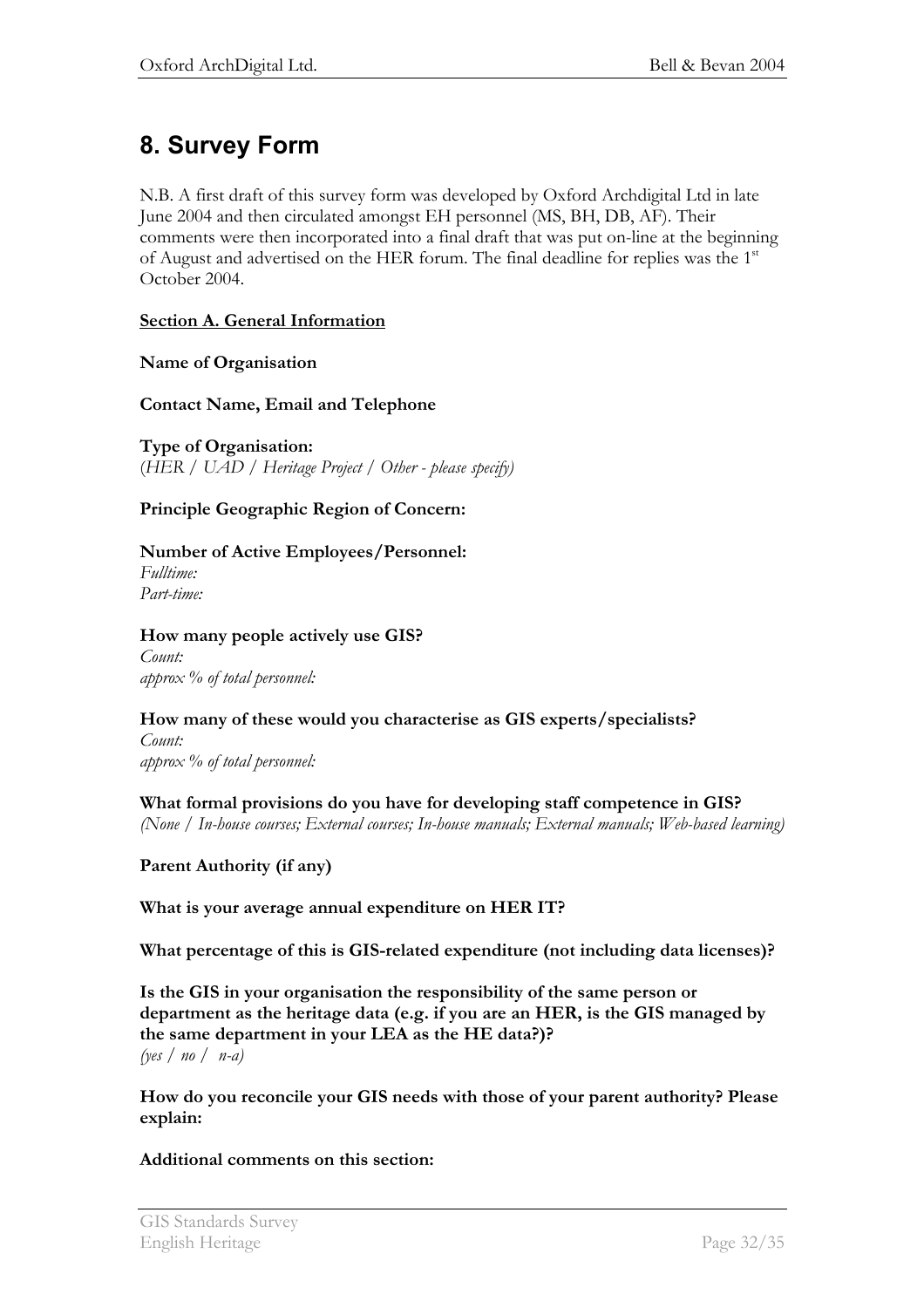# 8. Survey Form

N.B. A first draft of this survey form was developed by Oxford Archdigital Ltd in late June 2004 and then circulated amongst EH personnel (MS, BH, DB, AF). Their comments were then incorporated into a final draft that was put on-line at the beginning of August and advertised on the HER forum. The final deadline for replies was the 1st October 2004.

**Section A. General Information**

**Name of Organisation**

**Contact Name, Email and Telephone**

**Type of Organisation:**
(*HER / UAD / Heritage Project / Other - please specify)*

**Principle Geographic Region of Concern:**

**Number of Active Employees/Personnel:**
*Fulltime:*
*Part-time:*

**How many people actively use GIS?**
*Count:*
*approx % of total personnel:*

**How many of these would you characterise as GIS experts/specialists?**
*Count:*
*approx % of total personnel:*

**What formal provisions do you have for developing staff competence in GIS?**
*(None / In-house courses; External courses; In-house manuals; External manuals; Web-based learning)*

**Parent Authority (if any)**

**What is your average annual expenditure on HER IT?**

**What percentage of this is GIS-related expenditure (not including data licenses)?**

**Is the GIS in your organisation the responsibility of the same person or department as the heritage data (e.g. if you are an HER, is the GIS managed by the same department in your LEA as the HE data?)?**
*(yes / no / n-a)*

**How do you reconcile your GIS needs with those of your parent authority? Please explain:**

**Additional comments on this section:**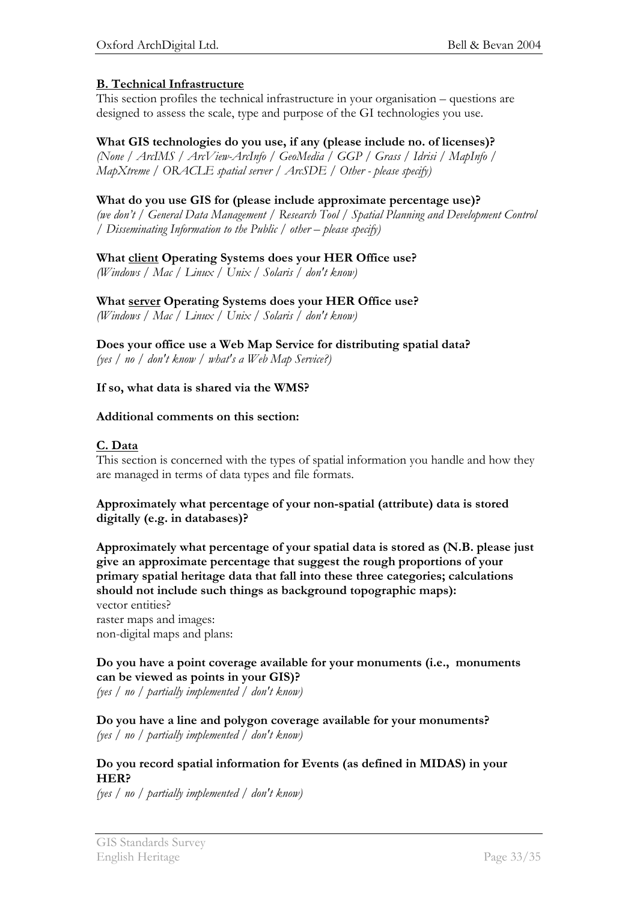**B. Technical Infrastructure**

This section profiles the technical infrastructure in your organisation – questions are designed to assess the scale, type and purpose of the GI technologies you use.

**What GIS technologies do you use, if any (please include no. of licenses)?**
*(None / ArcIMS / ArcView-ArcInfo / GeoMedia / GGP / Grass / Idrisi / MapInfo / MapXtreme / ORACLE spatial server / ArcSDE / Other - please specify)*

**What do you use GIS for (please include approximate percentage use)?**
*(we don't / General Data Management / Research Tool / Spatial Planning and Development Control / Disseminating Information to the Public / other – please specify)*

**What client Operating Systems does your HER Office use?**
*(Windows / Mac / Linux / Unix / Solaris / don't know)*

**What server Operating Systems does your HER Office use?**
*(Windows / Mac / Linux / Unix / Solaris / don't know)*

**Does your office use a Web Map Service for distributing spatial data?**
*(yes / no / don't know / what's a Web Map Service?)*

**If so, what data is shared via the WMS?**

**Additional comments on this section:**

**C. Data**

This section is concerned with the types of spatial information you handle and how they are managed in terms of data types and file formats.

**Approximately what percentage of your non-spatial (attribute) data is stored digitally (e.g. in databases)?**

**Approximately what percentage of your spatial data is stored as (N.B. please just give an approximate percentage that suggest the rough proportions of your primary spatial heritage data that fall into these three categories; calculations should not include such things as background topographic maps):**
vector entities?
raster maps and images:
non-digital maps and plans:

**Do you have a point coverage available for your monuments (i.e., monuments can be viewed as points in your GIS)?**
*(yes / no / partially implemented / don't know)*

**Do you have a line and polygon coverage available for your monuments?**
*(yes / no / partially implemented / don't know)*

**Do you record spatial information for Events (as defined in MIDAS) in your HER?**
*(yes / no / partially implemented / don't know)*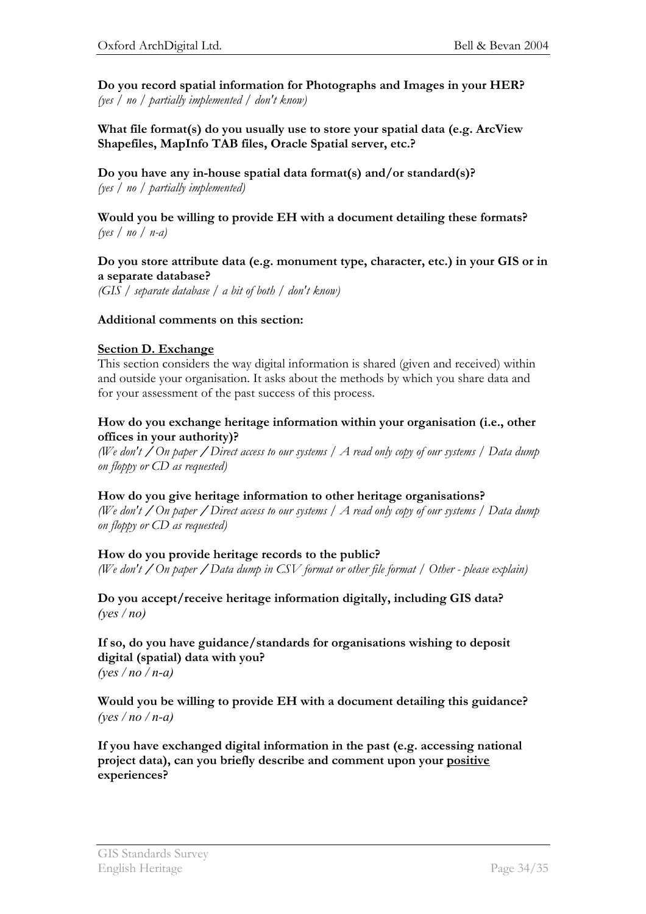**Do you record spatial information for Photographs and Images in your HER?**
*(yes / no / partially implemented / don't know)*

**What file format(s) do you usually use to store your spatial data (e.g. ArcView Shapefiles, MapInfo TAB files, Oracle Spatial server, etc.?**

**Do you have any in-house spatial data format(s) and/or standard(s)?**
*(yes / no / partially implemented)*

**Would you be willing to provide EH with a document detailing these formats?**
*(yes / no / n-a)*

**Do you store attribute data (e.g. monument type, character, etc.) in your GIS or in a separate database?**
*(GIS / separate database / a bit of both / don't know)*

**Additional comments on this section:**

## Section D. Exchange

This section considers the way digital information is shared (given and received) within and outside your organisation. It asks about the methods by which you share data and for your assessment of the past success of this process.

**How do you exchange heritage information within your organisation (i.e., other offices in your authority)?**
*(We don't / On paper / Direct access to our systems / A read only copy of our systems / Data dump on floppy or CD as requested)*

**How do you give heritage information to other heritage organisations?**
*(We don't / On paper / Direct access to our systems / A read only copy of our systems / Data dump on floppy or CD as requested)*

**How do you provide heritage records to the public?**
*(We don't / On paper / Data dump in CSV format or other file format / Other - please explain)*

**Do you accept/receive heritage information digitally, including GIS data?**
*(yes / no)*

**If so, do you have guidance/standards for organisations wishing to deposit digital (spatial) data with you?**
*(yes / no / n-a)*

**Would you be willing to provide EH with a document detailing this guidance?**
*(yes / no / n-a)*

**If you have exchanged digital information in the past (e.g. accessing national project data), can you briefly describe and comment upon your positive experiences?**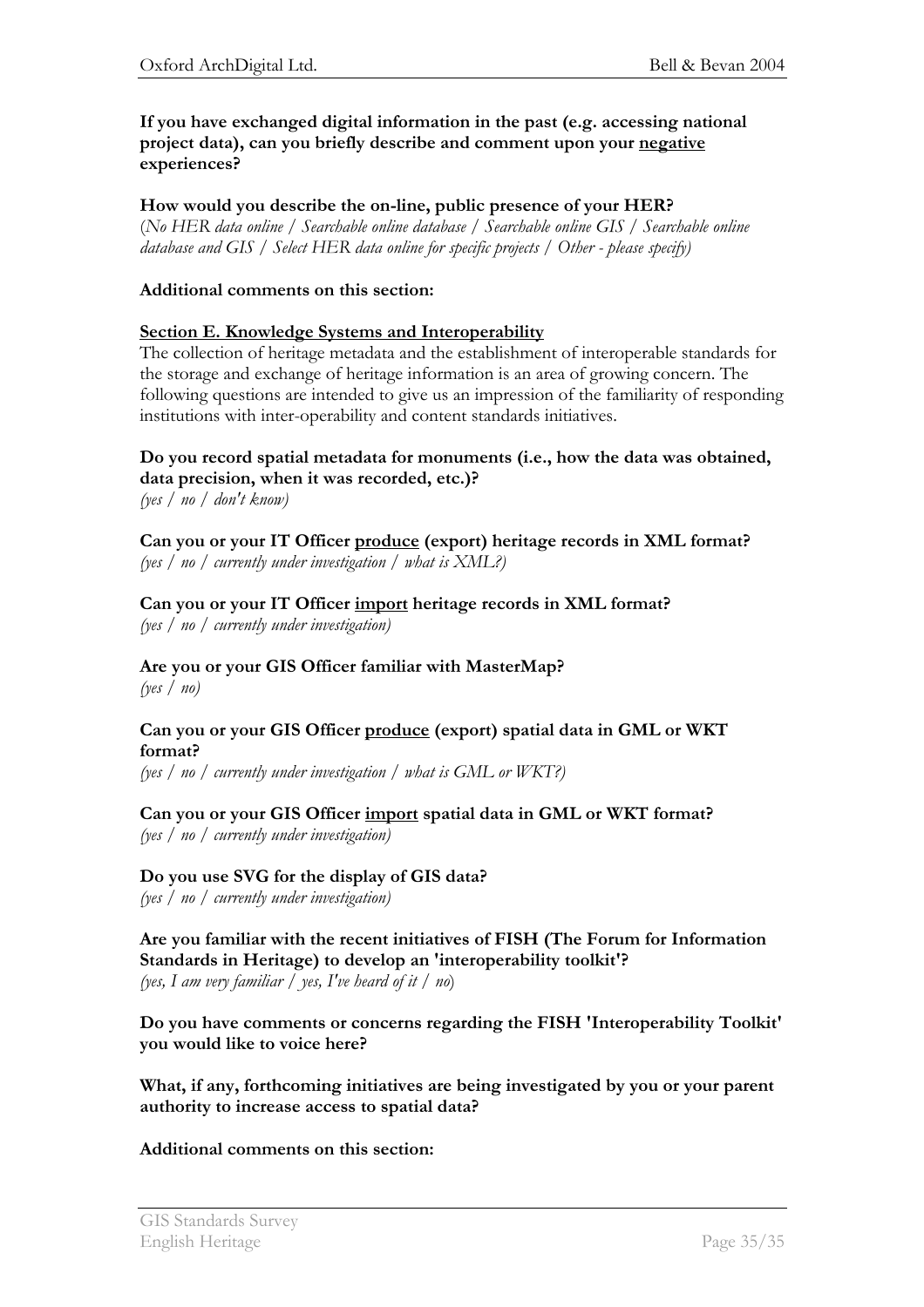**If you have exchanged digital information in the past (e.g. accessing national project data), can you briefly describe and comment upon your <u>negative</u> experiences?**

**How would you describe the on-line, public presence of your HER?**
*(No HER data online / Searchable online database / Searchable online GIS / Searchable online database and GIS / Select HER data online for specific projects / Other - please specify)*

**Additional comments on this section:**

**<u>Section E. Knowledge Systems and Interoperability</u>**

The collection of heritage metadata and the establishment of interoperable standards for the storage and exchange of heritage information is an area of growing concern. The following questions are intended to give us an impression of the familiarity of responding institutions with inter-operability and content standards initiatives.

**Do you record spatial metadata for monuments (i.e., how the data was obtained, data precision, when it was recorded, etc.)?**
*(yes / no / don't know)*

**Can you or your IT Officer <u>produce</u> (export) heritage records in XML format?**
*(yes / no / currently under investigation / what is XML?)*

**Can you or your IT Officer <u>import</u> heritage records in XML format?**
*(yes / no / currently under investigation)*

**Are you or your GIS Officer familiar with MasterMap?**
*(yes / no)*

**Can you or your GIS Officer <u>produce</u> (export) spatial data in GML or WKT format?**
*(yes / no / currently under investigation / what is GML or WKT?)*

**Can you or your GIS Officer <u>import</u> spatial data in GML or WKT format?**
*(yes / no / currently under investigation)*

**Do you use SVG for the display of GIS data?**
*(yes / no / currently under investigation)*

**Are you familiar with the recent initiatives of FISH (The Forum for Information Standards in Heritage) to develop an 'interoperability toolkit'?**
*(yes, I am very familiar / yes, I've heard of it / no)*

**Do you have comments or concerns regarding the FISH 'Interoperability Toolkit' you would like to voice here?**

**What, if any, forthcoming initiatives are being investigated by you or your parent authority to increase access to spatial data?**

**Additional comments on this section:**